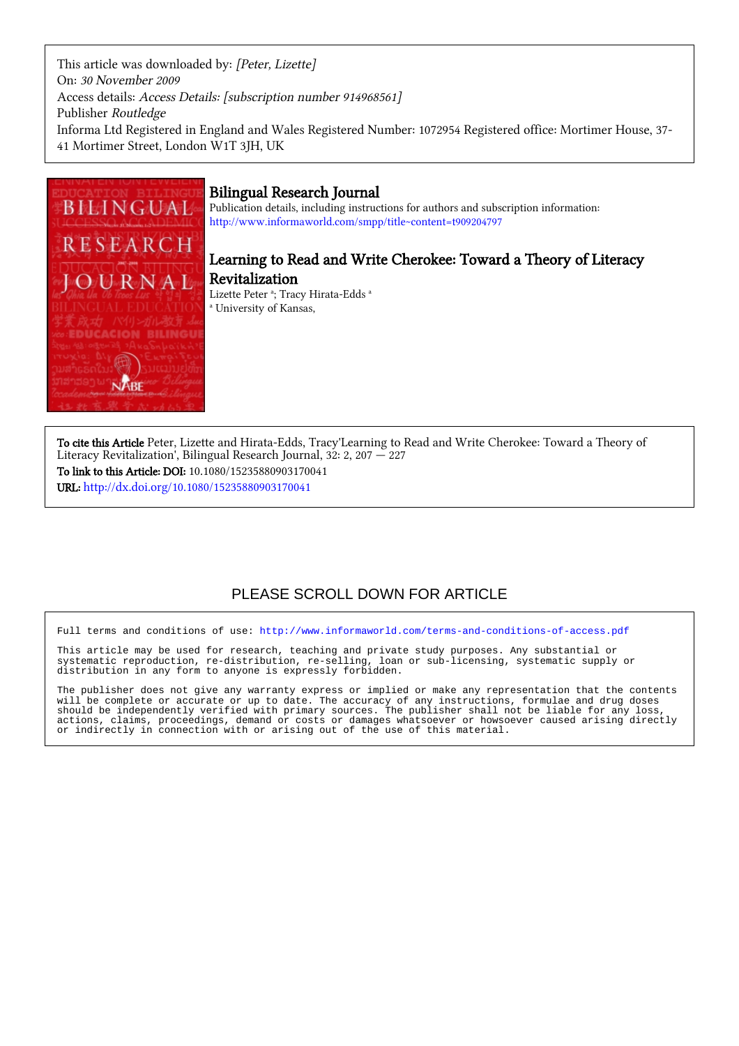This article was downloaded by: *[Peter, Lizette]*
On: *30 November 2009*
Access details: *Access Details: [subscription number 914968561]*
Publisher *Routledge*
Informa Ltd Registered in England and Wales Registered Number: 1072954 Registered office: Mortimer House, 37-41 Mortimer Street, London W1T 3JH, UK

# Bilingual Research Journal

Publication details, including instructions for authors and subscription information:
http://www.informaworld.com/smpp/title~content=t909204797

## Learning to Read and Write Cherokee: Toward a Theory of Literacy Revitalization

Lizette Peter [a]; Tracy Hirata-Edds [a]

[a] University of Kansas,

**To cite this Article** Peter, Lizette and Hirata-Edds, Tracy'Learning to Read and Write Cherokee: Toward a Theory of Literacy Revitalization', Bilingual Research Journal, 32: 2, 207 — 227

**To link to this Article: DOI:** 10.1080/15235880903170041

**URL:** http://dx.doi.org/10.1080/15235880903170041

PLEASE SCROLL DOWN FOR ARTICLE

Full terms and conditions of use: http://www.informaworld.com/terms-and-conditions-of-access.pdf

This article may be used for research, teaching and private study purposes. Any substantial or systematic reproduction, re-distribution, re-selling, loan or sub-licensing, systematic supply or distribution in any form to anyone is expressly forbidden.

The publisher does not give any warranty express or implied or make any representation that the contents will be complete or accurate or up to date. The accuracy of any instructions, formulae and drug doses should be independently verified with primary sources. The publisher shall not be liable for any loss, actions, claims, proceedings, demand or costs or damages whatsoever or howsoever caused arising directly or indirectly in connection with or arising out of the use of this material.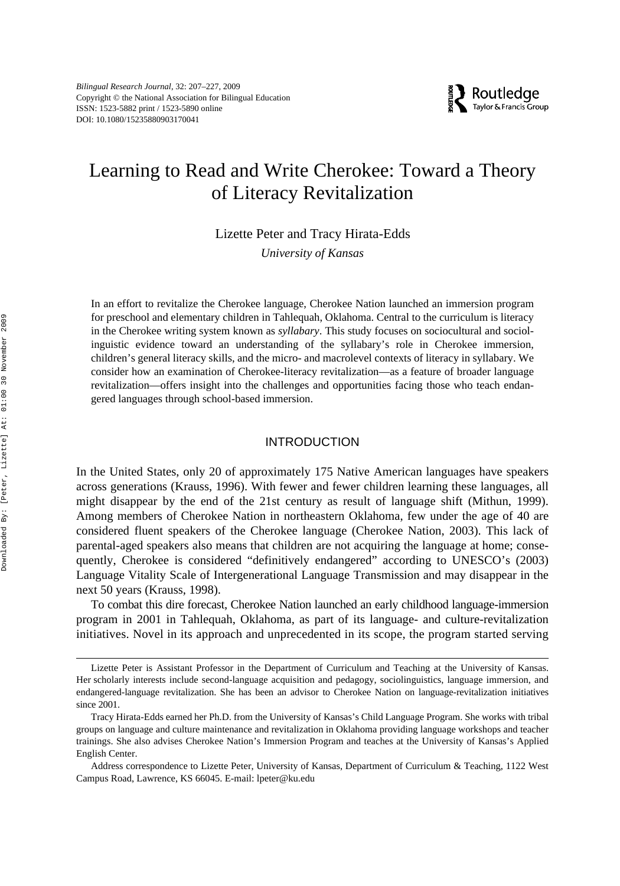# Learning to Read and Write Cherokee: Toward a Theory of Literacy Revitalization

Lizette Peter and Tracy Hirata-Edds

*University of Kansas*

In an effort to revitalize the Cherokee language, Cherokee Nation launched an immersion program for preschool and elementary children in Tahlequah, Oklahoma. Central to the curriculum is literacy in the Cherokee writing system known as *syllabary*. This study focuses on sociocultural and sociolinguistic evidence toward an understanding of the syllabary's role in Cherokee immersion, children's general literacy skills, and the micro- and macrolevel contexts of literacy in syllabary. We consider how an examination of Cherokee-literacy revitalization—as a feature of broader language revitalization—offers insight into the challenges and opportunities facing those who teach endangered languages through school-based immersion.

## INTRODUCTION

In the United States, only 20 of approximately 175 Native American languages have speakers across generations (Krauss, 1996). With fewer and fewer children learning these languages, all might disappear by the end of the 21st century as result of language shift (Mithun, 1999). Among members of Cherokee Nation in northeastern Oklahoma, few under the age of 40 are considered fluent speakers of the Cherokee language (Cherokee Nation, 2003). This lack of parental-aged speakers also means that children are not acquiring the language at home; consequently, Cherokee is considered "definitively endangered" according to UNESCO's (2003) Language Vitality Scale of Intergenerational Language Transmission and may disappear in the next 50 years (Krauss, 1998).

To combat this dire forecast, Cherokee Nation launched an early childhood language-immersion program in 2001 in Tahlequah, Oklahoma, as part of its language- and culture-revitalization initiatives. Novel in its approach and unprecedented in its scope, the program started serving

---

Lizette Peter is Assistant Professor in the Department of Curriculum and Teaching at the University of Kansas. Her scholarly interests include second-language acquisition and pedagogy, sociolinguistics, language immersion, and endangered-language revitalization. She has been an advisor to Cherokee Nation on language-revitalization initiatives since 2001.

Tracy Hirata-Edds earned her Ph.D. from the University of Kansas's Child Language Program. She works with tribal groups on language and culture maintenance and revitalization in Oklahoma providing language workshops and teacher trainings. She also advises Cherokee Nation's Immersion Program and teaches at the University of Kansas's Applied English Center.

Address correspondence to Lizette Peter, University of Kansas, Department of Curriculum & Teaching, 1122 West Campus Road, Lawrence, KS 66045. E-mail: lpeter@ku.edu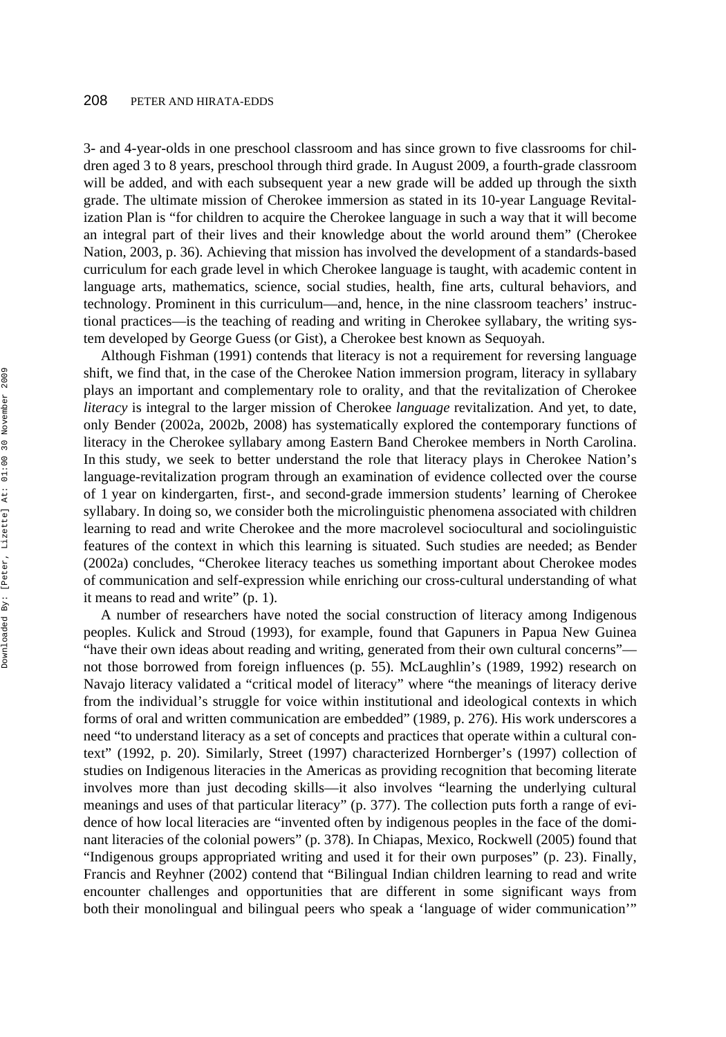3- and 4-year-olds in one preschool classroom and has since grown to five classrooms for children aged 3 to 8 years, preschool through third grade. In August 2009, a fourth-grade classroom will be added, and with each subsequent year a new grade will be added up through the sixth grade. The ultimate mission of Cherokee immersion as stated in its 10-year Language Revitalization Plan is "for children to acquire the Cherokee language in such a way that it will become an integral part of their lives and their knowledge about the world around them" (Cherokee Nation, 2003, p. 36). Achieving that mission has involved the development of a standards-based curriculum for each grade level in which Cherokee language is taught, with academic content in language arts, mathematics, science, social studies, health, fine arts, cultural behaviors, and technology. Prominent in this curriculum—and, hence, in the nine classroom teachers' instructional practices—is the teaching of reading and writing in Cherokee syllabary, the writing system developed by George Guess (or Gist), a Cherokee best known as Sequoyah.

Although Fishman (1991) contends that literacy is not a requirement for reversing language shift, we find that, in the case of the Cherokee Nation immersion program, literacy in syllabary plays an important and complementary role to orality, and that the revitalization of Cherokee *literacy* is integral to the larger mission of Cherokee *language* revitalization. And yet, to date, only Bender (2002a, 2002b, 2008) has systematically explored the contemporary functions of literacy in the Cherokee syllabary among Eastern Band Cherokee members in North Carolina. In this study, we seek to better understand the role that literacy plays in Cherokee Nation's language-revitalization program through an examination of evidence collected over the course of 1 year on kindergarten, first-, and second-grade immersion students' learning of Cherokee syllabary. In doing so, we consider both the microlinguistic phenomena associated with children learning to read and write Cherokee and the more macrolevel sociocultural and sociolinguistic features of the context in which this learning is situated. Such studies are needed; as Bender (2002a) concludes, "Cherokee literacy teaches us something important about Cherokee modes of communication and self-expression while enriching our cross-cultural understanding of what it means to read and write" (p. 1).

A number of researchers have noted the social construction of literacy among Indigenous peoples. Kulick and Stroud (1993), for example, found that Gapuners in Papua New Guinea "have their own ideas about reading and writing, generated from their own cultural concerns"—not those borrowed from foreign influences (p. 55). McLaughlin's (1989, 1992) research on Navajo literacy validated a "critical model of literacy" where "the meanings of literacy derive from the individual's struggle for voice within institutional and ideological contexts in which forms of oral and written communication are embedded" (1989, p. 276). His work underscores a need "to understand literacy as a set of concepts and practices that operate within a cultural context" (1992, p. 20). Similarly, Street (1997) characterized Hornberger's (1997) collection of studies on Indigenous literacies in the Americas as providing recognition that becoming literate involves more than just decoding skills—it also involves "learning the underlying cultural meanings and uses of that particular literacy" (p. 377). The collection puts forth a range of evidence of how local literacies are "invented often by indigenous peoples in the face of the dominant literacies of the colonial powers" (p. 378). In Chiapas, Mexico, Rockwell (2005) found that "Indigenous groups appropriated writing and used it for their own purposes" (p. 23). Finally, Francis and Reyhner (2002) contend that "Bilingual Indian children learning to read and write encounter challenges and opportunities that are different in some significant ways from both their monolingual and bilingual peers who speak a 'language of wider communication'"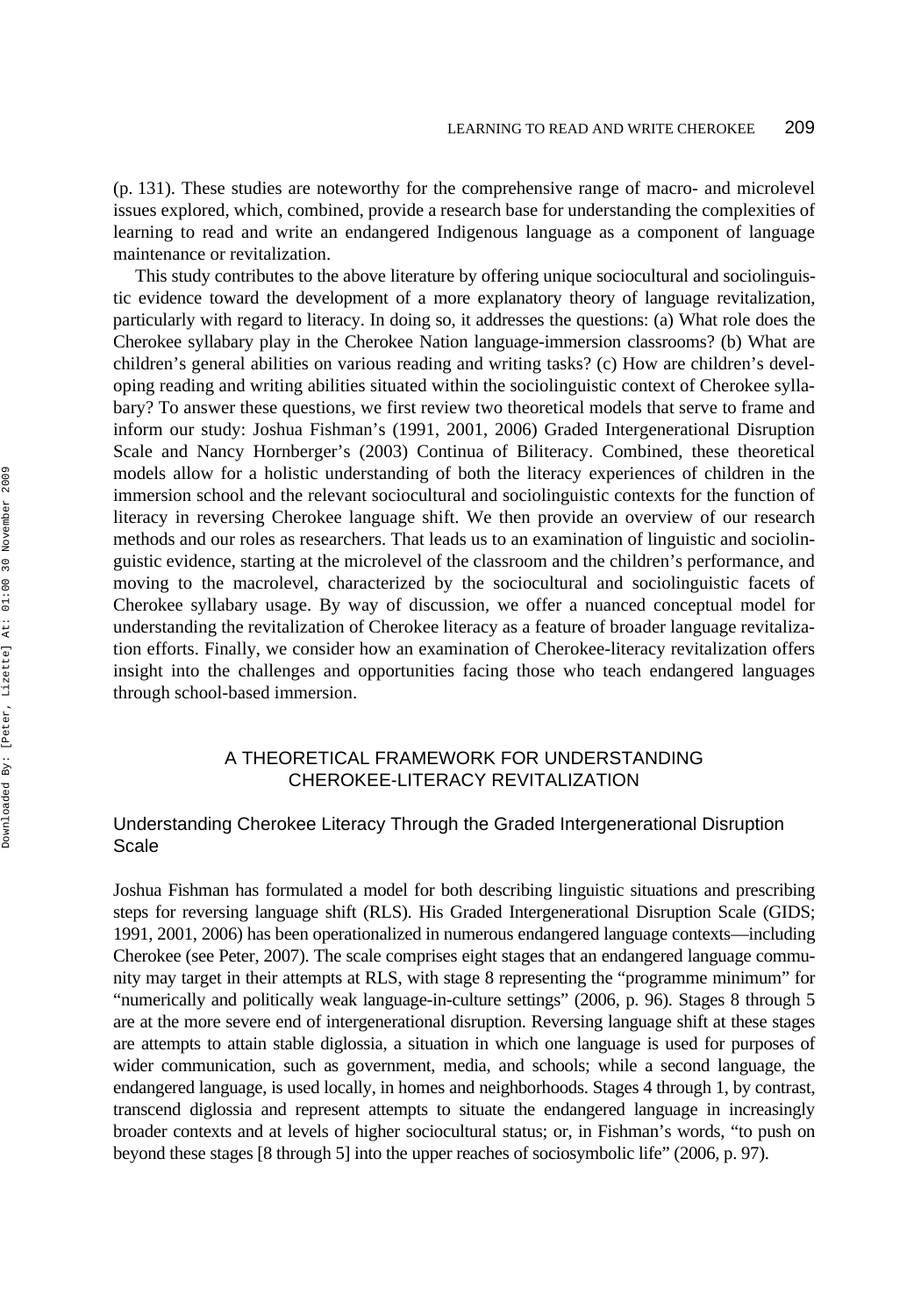(p. 131). These studies are noteworthy for the comprehensive range of macro- and microlevel issues explored, which, combined, provide a research base for understanding the complexities of learning to read and write an endangered Indigenous language as a component of language maintenance or revitalization.

This study contributes to the above literature by offering unique sociocultural and sociolinguistic evidence toward the development of a more explanatory theory of language revitalization, particularly with regard to literacy. In doing so, it addresses the questions: (a) What role does the Cherokee syllabary play in the Cherokee Nation language-immersion classrooms? (b) What are children's general abilities on various reading and writing tasks? (c) How are children's developing reading and writing abilities situated within the sociolinguistic context of Cherokee syllabary? To answer these questions, we first review two theoretical models that serve to frame and inform our study: Joshua Fishman's (1991, 2001, 2006) Graded Intergenerational Disruption Scale and Nancy Hornberger's (2003) Continua of Biliteracy. Combined, these theoretical models allow for a holistic understanding of both the literacy experiences of children in the immersion school and the relevant sociocultural and sociolinguistic contexts for the function of literacy in reversing Cherokee language shift. We then provide an overview of our research methods and our roles as researchers. That leads us to an examination of linguistic and sociolinguistic evidence, starting at the microlevel of the classroom and the children's performance, and moving to the macrolevel, characterized by the sociocultural and sociolinguistic facets of Cherokee syllabary usage. By way of discussion, we offer a nuanced conceptual model for understanding the revitalization of Cherokee literacy as a feature of broader language revitalization efforts. Finally, we consider how an examination of Cherokee-literacy revitalization offers insight into the challenges and opportunities facing those who teach endangered languages through school-based immersion.

## A THEORETICAL FRAMEWORK FOR UNDERSTANDING CHEROKEE-LITERACY REVITALIZATION

### Understanding Cherokee Literacy Through the Graded Intergenerational Disruption Scale

Joshua Fishman has formulated a model for both describing linguistic situations and prescribing steps for reversing language shift (RLS). His Graded Intergenerational Disruption Scale (GIDS; 1991, 2001, 2006) has been operationalized in numerous endangered language contexts—including Cherokee (see Peter, 2007). The scale comprises eight stages that an endangered language community may target in their attempts at RLS, with stage 8 representing the "programme minimum" for "numerically and politically weak language-in-culture settings" (2006, p. 96). Stages 8 through 5 are at the more severe end of intergenerational disruption. Reversing language shift at these stages are attempts to attain stable diglossia, a situation in which one language is used for purposes of wider communication, such as government, media, and schools; while a second language, the endangered language, is used locally, in homes and neighborhoods. Stages 4 through 1, by contrast, transcend diglossia and represent attempts to situate the endangered language in increasingly broader contexts and at levels of higher sociocultural status; or, in Fishman's words, "to push on beyond these stages [8 through 5] into the upper reaches of sociosymbolic life" (2006, p. 97).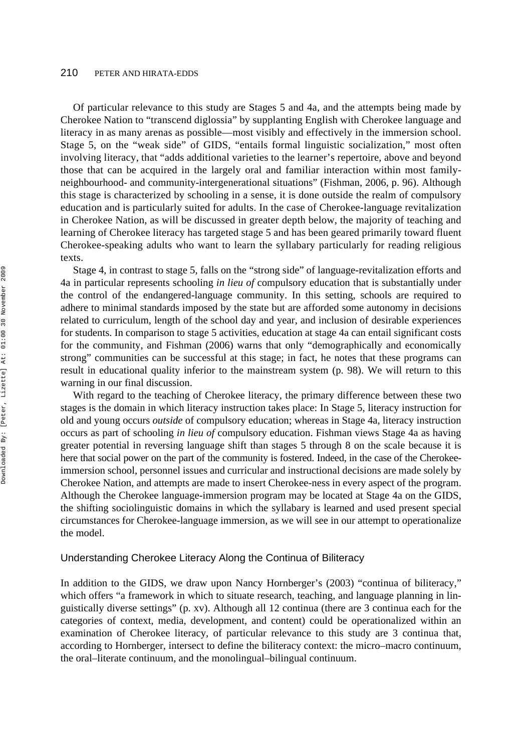Of particular relevance to this study are Stages 5 and 4a, and the attempts being made by Cherokee Nation to "transcend diglossia" by supplanting English with Cherokee language and literacy in as many arenas as possible—most visibly and effectively in the immersion school. Stage 5, on the "weak side" of GIDS, "entails formal linguistic socialization," most often involving literacy, that "adds additional varieties to the learner's repertoire, above and beyond those that can be acquired in the largely oral and familiar interaction within most family-neighbourhood- and community-intergenerational situations" (Fishman, 2006, p. 96). Although this stage is characterized by schooling in a sense, it is done outside the realm of compulsory education and is particularly suited for adults. In the case of Cherokee-language revitalization in Cherokee Nation, as will be discussed in greater depth below, the majority of teaching and learning of Cherokee literacy has targeted stage 5 and has been geared primarily toward fluent Cherokee-speaking adults who want to learn the syllabary particularly for reading religious texts.

Stage 4, in contrast to stage 5, falls on the "strong side" of language-revitalization efforts and 4a in particular represents schooling *in lieu of* compulsory education that is substantially under the control of the endangered-language community. In this setting, schools are required to adhere to minimal standards imposed by the state but are afforded some autonomy in decisions related to curriculum, length of the school day and year, and inclusion of desirable experiences for students. In comparison to stage 5 activities, education at stage 4a can entail significant costs for the community, and Fishman (2006) warns that only "demographically and economically strong" communities can be successful at this stage; in fact, he notes that these programs can result in educational quality inferior to the mainstream system (p. 98). We will return to this warning in our final discussion.

With regard to the teaching of Cherokee literacy, the primary difference between these two stages is the domain in which literacy instruction takes place: In Stage 5, literacy instruction for old and young occurs *outside* of compulsory education; whereas in Stage 4a, literacy instruction occurs as part of schooling *in lieu of* compulsory education. Fishman views Stage 4a as having greater potential in reversing language shift than stages 5 through 8 on the scale because it is here that social power on the part of the community is fostered. Indeed, in the case of the Cherokee-immersion school, personnel issues and curricular and instructional decisions are made solely by Cherokee Nation, and attempts are made to insert Cherokee-ness in every aspect of the program. Although the Cherokee language-immersion program may be located at Stage 4a on the GIDS, the shifting sociolinguistic domains in which the syllabary is learned and used present special circumstances for Cherokee-language immersion, as we will see in our attempt to operationalize the model.

## Understanding Cherokee Literacy Along the Continua of Biliteracy

In addition to the GIDS, we draw upon Nancy Hornberger's (2003) "continua of biliteracy," which offers "a framework in which to situate research, teaching, and language planning in linguistically diverse settings" (p. xv). Although all 12 continua (there are 3 continua each for the categories of context, media, development, and content) could be operationalized within an examination of Cherokee literacy, of particular relevance to this study are 3 continua that, according to Hornberger, intersect to define the biliteracy context: the micro–macro continuum, the oral–literate continuum, and the monolingual–bilingual continuum.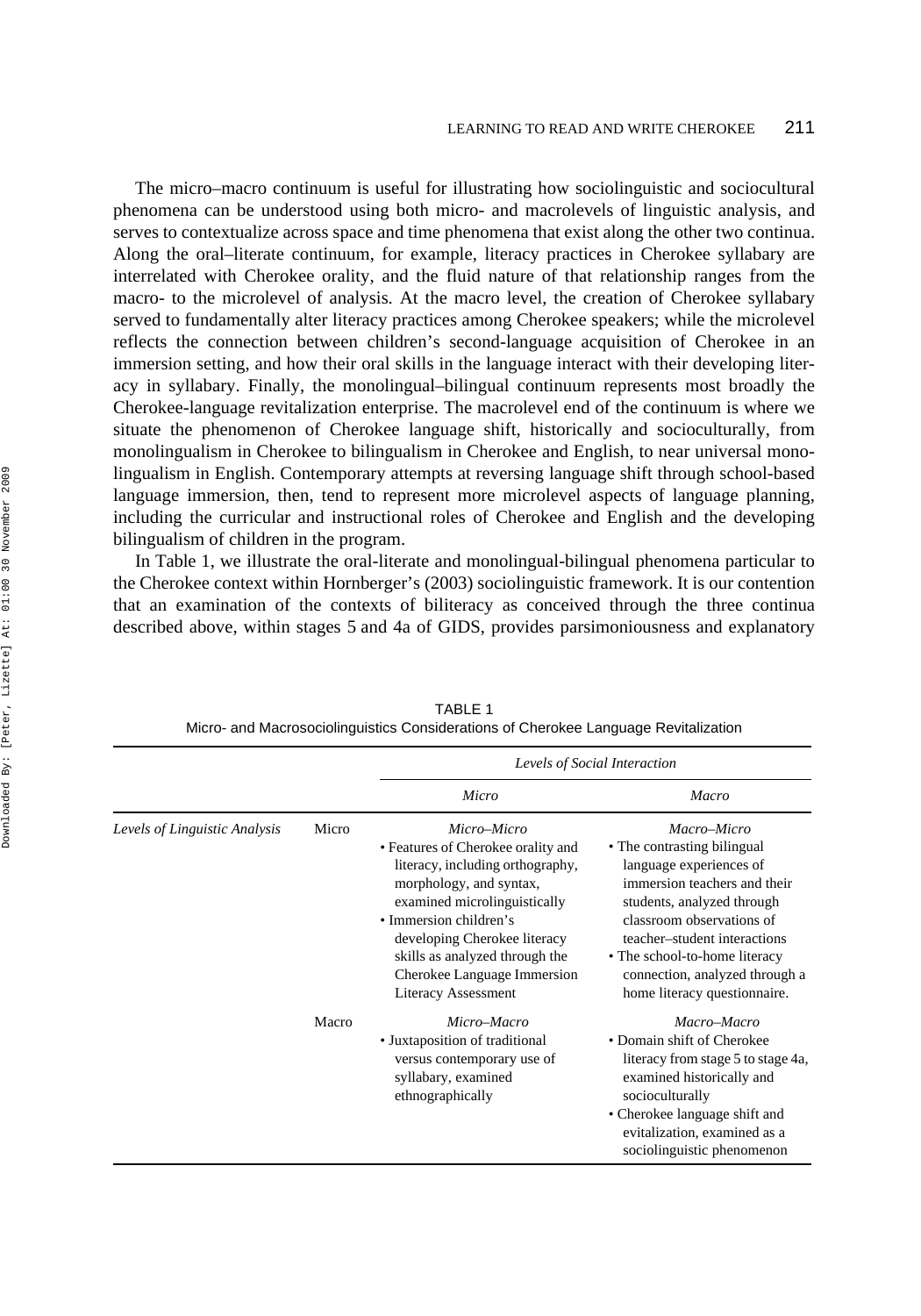The micro–macro continuum is useful for illustrating how sociolinguistic and sociocultural phenomena can be understood using both micro- and macrolevels of linguistic analysis, and serves to contextualize across space and time phenomena that exist along the other two continua. Along the oral–literate continuum, for example, literacy practices in Cherokee syllabary are interrelated with Cherokee orality, and the fluid nature of that relationship ranges from the macro- to the microlevel of analysis. At the macro level, the creation of Cherokee syllabary served to fundamentally alter literacy practices among Cherokee speakers; while the microlevel reflects the connection between children's second-language acquisition of Cherokee in an immersion setting, and how their oral skills in the language interact with their developing literacy in syllabary. Finally, the monolingual–bilingual continuum represents most broadly the Cherokee-language revitalization enterprise. The macrolevel end of the continuum is where we situate the phenomenon of Cherokee language shift, historically and socioculturally, from monolingualism in Cherokee to bilingualism in Cherokee and English, to near universal monolingualism in English. Contemporary attempts at reversing language shift through school-based language immersion, then, tend to represent more microlevel aspects of language planning, including the curricular and instructional roles of Cherokee and English and the developing bilingualism of children in the program.

In Table 1, we illustrate the oral-literate and monolingual-bilingual phenomena particular to the Cherokee context within Hornberger's (2003) sociolinguistic framework. It is our contention that an examination of the contexts of biliteracy as conceived through the three continua described above, within stages 5 and 4a of GIDS, provides parsimoniousness and explanatory

TABLE 1
Micro- and Macrosociolinguistics Considerations of Cherokee Language Revitalization

| | | *Levels of Social Interaction* | |
|---|---|---|---|
| | | *Micro* | *Macro* |
| *Levels of Linguistic Analysis* | Micro | *Micro–Micro*<br>• Features of Cherokee orality and literacy, including orthography, morphology, and syntax, examined microlinguistically<br>• Immersion children's developing Cherokee literacy skills as analyzed through the Cherokee Language Immersion Literacy Assessment | *Macro–Micro*<br>• The contrasting bilingual language experiences of immersion teachers and their students, analyzed through classroom observations of teacher–student interactions<br>• The school-to-home literacy connection, analyzed through a home literacy questionnaire. |
| | Macro | *Micro–Macro*<br>• Juxtaposition of traditional versus contemporary use of syllabary, examined ethnographically | *Macro–Macro*<br>• Domain shift of Cherokee literacy from stage 5 to stage 4a, examined historically and socioculturally<br>• Cherokee language shift and evitalization, examined as a sociolinguistic phenomenon |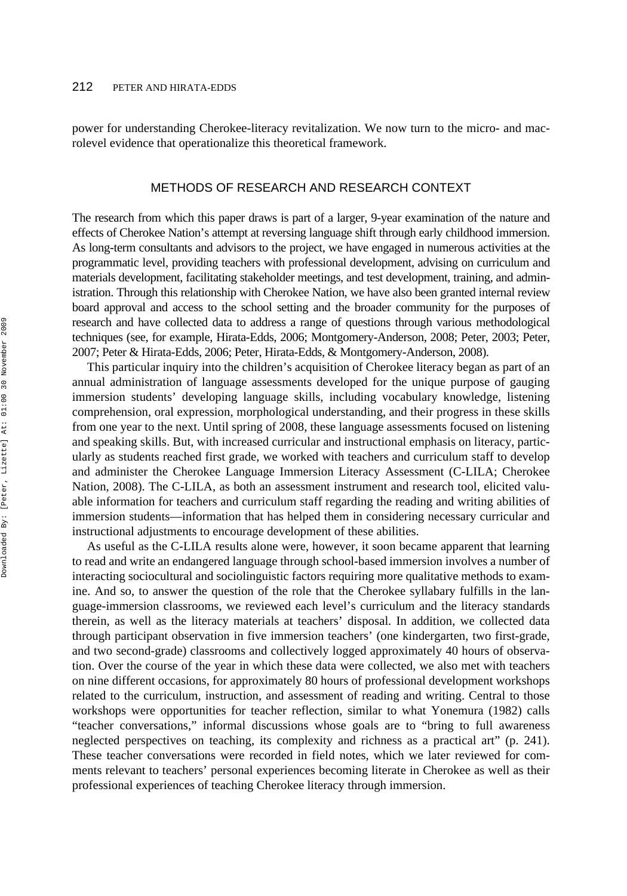power for understanding Cherokee-literacy revitalization. We now turn to the micro- and macrolevel evidence that operationalize this theoretical framework.

## METHODS OF RESEARCH AND RESEARCH CONTEXT

The research from which this paper draws is part of a larger, 9-year examination of the nature and effects of Cherokee Nation's attempt at reversing language shift through early childhood immersion. As long-term consultants and advisors to the project, we have engaged in numerous activities at the programmatic level, providing teachers with professional development, advising on curriculum and materials development, facilitating stakeholder meetings, and test development, training, and administration. Through this relationship with Cherokee Nation, we have also been granted internal review board approval and access to the school setting and the broader community for the purposes of research and have collected data to address a range of questions through various methodological techniques (see, for example, Hirata-Edds, 2006; Montgomery-Anderson, 2008; Peter, 2003; Peter, 2007; Peter & Hirata-Edds, 2006; Peter, Hirata-Edds, & Montgomery-Anderson, 2008).

This particular inquiry into the children's acquisition of Cherokee literacy began as part of an annual administration of language assessments developed for the unique purpose of gauging immersion students' developing language skills, including vocabulary knowledge, listening comprehension, oral expression, morphological understanding, and their progress in these skills from one year to the next. Until spring of 2008, these language assessments focused on listening and speaking skills. But, with increased curricular and instructional emphasis on literacy, particularly as students reached first grade, we worked with teachers and curriculum staff to develop and administer the Cherokee Language Immersion Literacy Assessment (C-LILA; Cherokee Nation, 2008). The C-LILA, as both an assessment instrument and research tool, elicited valuable information for teachers and curriculum staff regarding the reading and writing abilities of immersion students—information that has helped them in considering necessary curricular and instructional adjustments to encourage development of these abilities.

As useful as the C-LILA results alone were, however, it soon became apparent that learning to read and write an endangered language through school-based immersion involves a number of interacting sociocultural and sociolinguistic factors requiring more qualitative methods to examine. And so, to answer the question of the role that the Cherokee syllabary fulfills in the language-immersion classrooms, we reviewed each level's curriculum and the literacy standards therein, as well as the literacy materials at teachers' disposal. In addition, we collected data through participant observation in five immersion teachers' (one kindergarten, two first-grade, and two second-grade) classrooms and collectively logged approximately 40 hours of observation. Over the course of the year in which these data were collected, we also met with teachers on nine different occasions, for approximately 80 hours of professional development workshops related to the curriculum, instruction, and assessment of reading and writing. Central to those workshops were opportunities for teacher reflection, similar to what Yonemura (1982) calls "teacher conversations," informal discussions whose goals are to "bring to full awareness neglected perspectives on teaching, its complexity and richness as a practical art" (p. 241). These teacher conversations were recorded in field notes, which we later reviewed for comments relevant to teachers' personal experiences becoming literate in Cherokee as well as their professional experiences of teaching Cherokee literacy through immersion.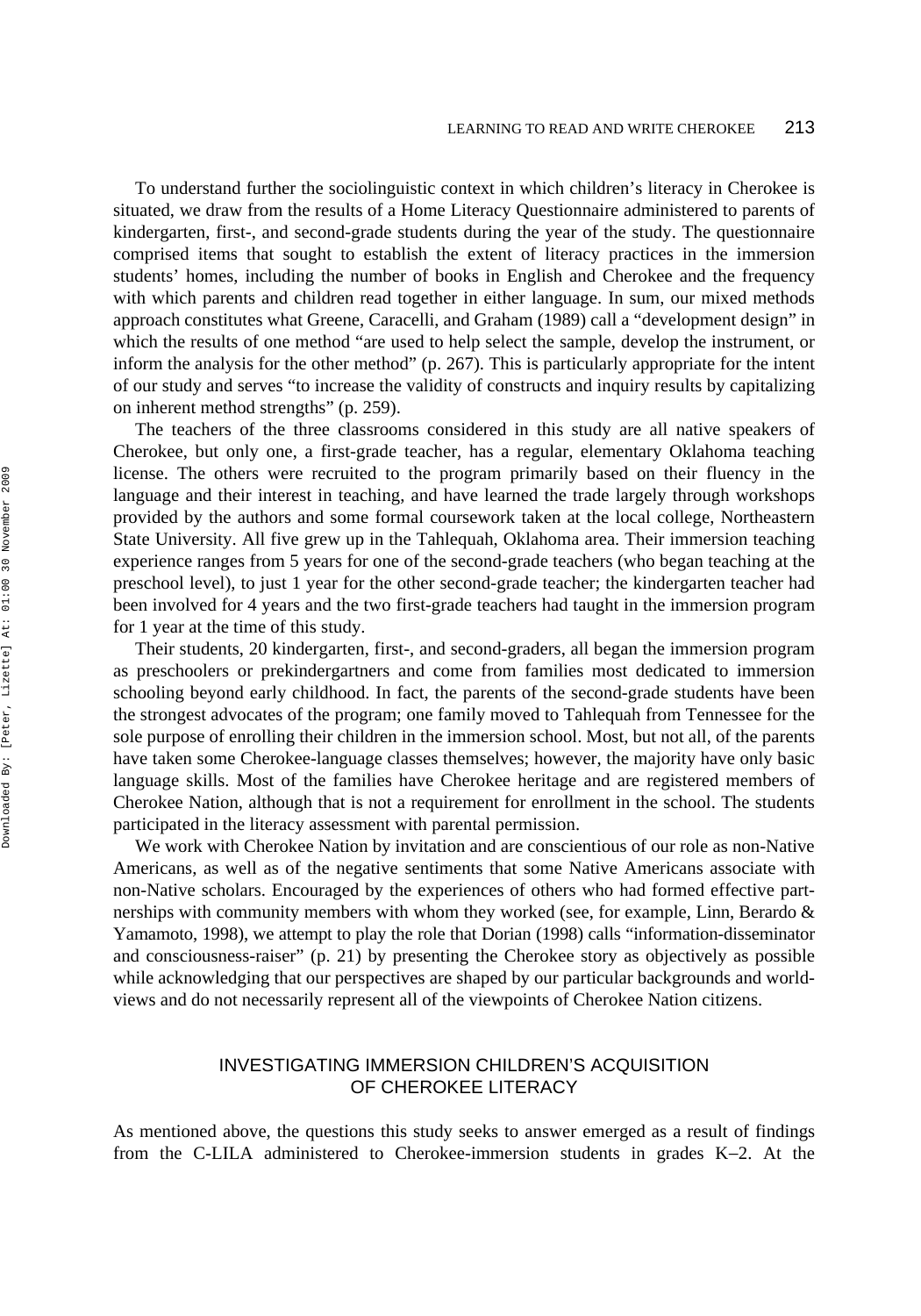To understand further the sociolinguistic context in which children's literacy in Cherokee is situated, we draw from the results of a Home Literacy Questionnaire administered to parents of kindergarten, first-, and second-grade students during the year of the study. The questionnaire comprised items that sought to establish the extent of literacy practices in the immersion students' homes, including the number of books in English and Cherokee and the frequency with which parents and children read together in either language. In sum, our mixed methods approach constitutes what Greene, Caracelli, and Graham (1989) call a "development design" in which the results of one method "are used to help select the sample, develop the instrument, or inform the analysis for the other method" (p. 267). This is particularly appropriate for the intent of our study and serves "to increase the validity of constructs and inquiry results by capitalizing on inherent method strengths" (p. 259).

The teachers of the three classrooms considered in this study are all native speakers of Cherokee, but only one, a first-grade teacher, has a regular, elementary Oklahoma teaching license. The others were recruited to the program primarily based on their fluency in the language and their interest in teaching, and have learned the trade largely through workshops provided by the authors and some formal coursework taken at the local college, Northeastern State University. All five grew up in the Tahlequah, Oklahoma area. Their immersion teaching experience ranges from 5 years for one of the second-grade teachers (who began teaching at the preschool level), to just 1 year for the other second-grade teacher; the kindergarten teacher had been involved for 4 years and the two first-grade teachers had taught in the immersion program for 1 year at the time of this study.

Their students, 20 kindergarten, first-, and second-graders, all began the immersion program as preschoolers or prekindergartners and come from families most dedicated to immersion schooling beyond early childhood. In fact, the parents of the second-grade students have been the strongest advocates of the program; one family moved to Tahlequah from Tennessee for the sole purpose of enrolling their children in the immersion school. Most, but not all, of the parents have taken some Cherokee-language classes themselves; however, the majority have only basic language skills. Most of the families have Cherokee heritage and are registered members of Cherokee Nation, although that is not a requirement for enrollment in the school. The students participated in the literacy assessment with parental permission.

We work with Cherokee Nation by invitation and are conscientious of our role as non-Native Americans, as well as of the negative sentiments that some Native Americans associate with non-Native scholars. Encouraged by the experiences of others who had formed effective partnerships with community members with whom they worked (see, for example, Linn, Berardo & Yamamoto, 1998), we attempt to play the role that Dorian (1998) calls "information-disseminator and consciousness-raiser" (p. 21) by presenting the Cherokee story as objectively as possible while acknowledging that our perspectives are shaped by our particular backgrounds and world-views and do not necessarily represent all of the viewpoints of Cherokee Nation citizens.

## INVESTIGATING IMMERSION CHILDREN'S ACQUISITION OF CHEROKEE LITERACY

As mentioned above, the questions this study seeks to answer emerged as a result of findings from the C-LILA administered to Cherokee-immersion students in grades K–2. At the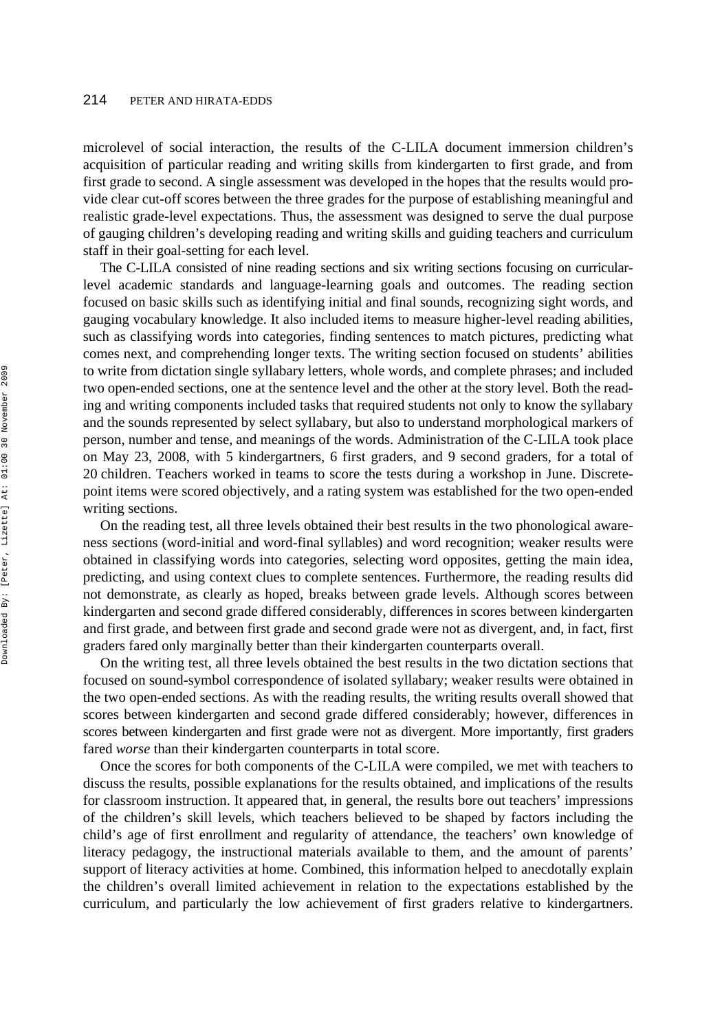microlevel of social interaction, the results of the C-LILA document immersion children's acquisition of particular reading and writing skills from kindergarten to first grade, and from first grade to second. A single assessment was developed in the hopes that the results would provide clear cut-off scores between the three grades for the purpose of establishing meaningful and realistic grade-level expectations. Thus, the assessment was designed to serve the dual purpose of gauging children's developing reading and writing skills and guiding teachers and curriculum staff in their goal-setting for each level.

The C-LILA consisted of nine reading sections and six writing sections focusing on curricular-level academic standards and language-learning goals and outcomes. The reading section focused on basic skills such as identifying initial and final sounds, recognizing sight words, and gauging vocabulary knowledge. It also included items to measure higher-level reading abilities, such as classifying words into categories, finding sentences to match pictures, predicting what comes next, and comprehending longer texts. The writing section focused on students' abilities to write from dictation single syllabary letters, whole words, and complete phrases; and included two open-ended sections, one at the sentence level and the other at the story level. Both the reading and writing components included tasks that required students not only to know the syllabary and the sounds represented by select syllabary, but also to understand morphological markers of person, number and tense, and meanings of the words. Administration of the C-LILA took place on May 23, 2008, with 5 kindergartners, 6 first graders, and 9 second graders, for a total of 20 children. Teachers worked in teams to score the tests during a workshop in June. Discrete-point items were scored objectively, and a rating system was established for the two open-ended writing sections.

On the reading test, all three levels obtained their best results in the two phonological awareness sections (word-initial and word-final syllables) and word recognition; weaker results were obtained in classifying words into categories, selecting word opposites, getting the main idea, predicting, and using context clues to complete sentences. Furthermore, the reading results did not demonstrate, as clearly as hoped, breaks between grade levels. Although scores between kindergarten and second grade differed considerably, differences in scores between kindergarten and first grade, and between first grade and second grade were not as divergent, and, in fact, first graders fared only marginally better than their kindergarten counterparts overall.

On the writing test, all three levels obtained the best results in the two dictation sections that focused on sound-symbol correspondence of isolated syllabary; weaker results were obtained in the two open-ended sections. As with the reading results, the writing results overall showed that scores between kindergarten and second grade differed considerably; however, differences in scores between kindergarten and first grade were not as divergent. More importantly, first graders fared *worse* than their kindergarten counterparts in total score.

Once the scores for both components of the C-LILA were compiled, we met with teachers to discuss the results, possible explanations for the results obtained, and implications of the results for classroom instruction. It appeared that, in general, the results bore out teachers' impressions of the children's skill levels, which teachers believed to be shaped by factors including the child's age of first enrollment and regularity of attendance, the teachers' own knowledge of literacy pedagogy, the instructional materials available to them, and the amount of parents' support of literacy activities at home. Combined, this information helped to anecdotally explain the children's overall limited achievement in relation to the expectations established by the curriculum, and particularly the low achievement of first graders relative to kindergartners.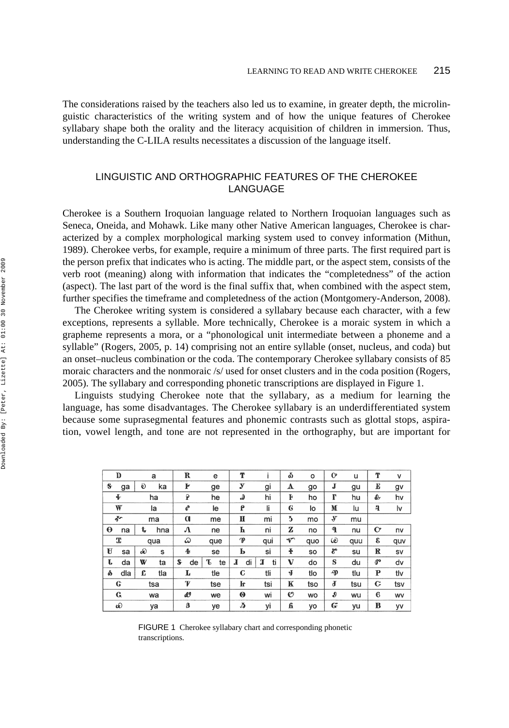The considerations raised by the teachers also led us to examine, in greater depth, the microlinguistic characteristics of the writing system and of how the unique features of Cherokee syllabary shape both the orality and the literacy acquisition of children in immersion. Thus, understanding the C-LILA results necessitates a discussion of the language itself.

## LINGUISTIC AND ORTHOGRAPHIC FEATURES OF THE CHEROKEE LANGUAGE

Cherokee is a Southern Iroquoian language related to Northern Iroquoian languages such as Seneca, Oneida, and Mohawk. Like many other Native American languages, Cherokee is characterized by a complex morphological marking system used to convey information (Mithun, 1989). Cherokee verbs, for example, require a minimum of three parts. The first required part is the person prefix that indicates who is acting. The middle part, or the aspect stem, consists of the verb root (meaning) along with information that indicates the "completedness" of the action (aspect). The last part of the word is the final suffix that, when combined with the aspect stem, further specifies the timeframe and completedness of the action (Montgomery-Anderson, 2008).

The Cherokee writing system is considered a syllabary because each character, with a few exceptions, represents a syllable. More technically, Cherokee is a moraic system in which a grapheme represents a mora, or a "phonological unit intermediate between a phoneme and a syllable" (Rogers, 2005, p. 14) comprising not an entire syllable (onset, nucleus, and coda) but an onset–nucleus combination or the coda. The contemporary Cherokee syllabary consists of 85 moraic characters and the nonmoraic /s/ used for onset clusters and in the coda position (Rogers, 2005). The syllabary and corresponding phonetic transcriptions are displayed in Figure 1.

Linguists studying Cherokee note that the syllabary, as a medium for learning the language, has some disadvantages. The Cherokee syllabary is an underdifferentiated system because some suprasegmental features and phonemic contrasts such as glottal stops, aspiration, vowel length, and tone are not represented in the orthography, but are important for

| | | | | | |
|---|---|---|---|---|---|
| Ꭰ a | Ꭱ e | Ꭲ i | Ꭳ o | Ꭴ u | Ꭵ v |
| Ꭶ ga Ꭷ ka | Ꭸ ge | Ꭹ gi | Ꭺ go | Ꭻ gu | Ꭼ gv |
| Ꭽ ha | Ꭾ he | Ꭿ hi | Ꮀ ho | Ꮁ hu | Ꮂ hv |
| Ꮃ la | Ꮄ le | Ꮅ li | Ꮆ lo | Ꮇ lu | Ꮈ lv |
| Ꮉ ma | Ꮊ me | Ꮋ mi | Ꮌ mo | Ꮍ mu | |
| Ꮎ na Ꮏ hna | Ꮑ ne | Ꮒ ni | Ꮓ no | Ꮔ nu | Ꮕ nv |
| Ꮖ qua | Ꮗ que | Ꮘ qui | Ꮙ quo | Ꮚ quu | Ꮛ quv |
| Ꮜ sa Ꮝ s | Ꮞ se | Ꮟ si | Ꮠ so | Ꮡ su | Ꮢ sv |
| Ꮣ da Ꮤ ta | Ꮥ de Ꮦ te | Ꮧ di Ꮨ ti | Ꮩ do | Ꮪ du | Ꮫ dv |
| Ꮬ dla Ꮭ tla | Ꮮ tle | Ꮯ tli | Ꮰ tlo | Ꮱ tlu | Ꮲ tlv |
| Ꮳ tsa | Ꮴ tse | Ꮵ tsi | Ꮶ tso | Ꮷ tsu | Ꮸ tsv |
| Ꮹ wa | Ꮺ we | Ꮻ wi | Ꮼ wo | Ꮽ wu | Ꮾ wv |
| Ꮿ ya | Ᏸ ye | Ᏹ yi | Ᏺ yo | Ᏻ yu | Ᏼ yv |

FIGURE 1 Cherokee syllabary chart and corresponding phonetic transcriptions.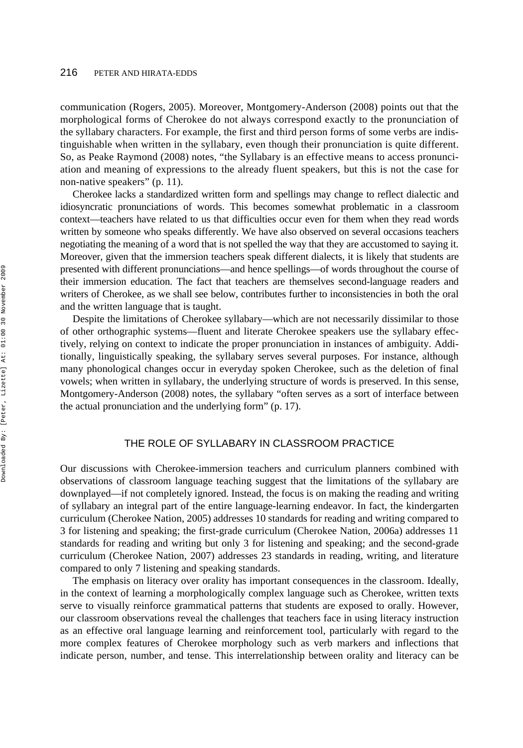communication (Rogers, 2005). Moreover, Montgomery-Anderson (2008) points out that the morphological forms of Cherokee do not always correspond exactly to the pronunciation of the syllabary characters. For example, the first and third person forms of some verbs are indistinguishable when written in the syllabary, even though their pronunciation is quite different. So, as Peake Raymond (2008) notes, "the Syllabary is an effective means to access pronunciation and meaning of expressions to the already fluent speakers, but this is not the case for non-native speakers" (p. 11).

Cherokee lacks a standardized written form and spellings may change to reflect dialectic and idiosyncratic pronunciations of words. This becomes somewhat problematic in a classroom context—teachers have related to us that difficulties occur even for them when they read words written by someone who speaks differently. We have also observed on several occasions teachers negotiating the meaning of a word that is not spelled the way that they are accustomed to saying it. Moreover, given that the immersion teachers speak different dialects, it is likely that students are presented with different pronunciations—and hence spellings—of words throughout the course of their immersion education. The fact that teachers are themselves second-language readers and writers of Cherokee, as we shall see below, contributes further to inconsistencies in both the oral and the written language that is taught.

Despite the limitations of Cherokee syllabary—which are not necessarily dissimilar to those of other orthographic systems—fluent and literate Cherokee speakers use the syllabary effectively, relying on context to indicate the proper pronunciation in instances of ambiguity. Additionally, linguistically speaking, the syllabary serves several purposes. For instance, although many phonological changes occur in everyday spoken Cherokee, such as the deletion of final vowels; when written in syllabary, the underlying structure of words is preserved. In this sense, Montgomery-Anderson (2008) notes, the syllabary "often serves as a sort of interface between the actual pronunciation and the underlying form" (p. 17).

## THE ROLE OF SYLLABARY IN CLASSROOM PRACTICE

Our discussions with Cherokee-immersion teachers and curriculum planners combined with observations of classroom language teaching suggest that the limitations of the syllabary are downplayed—if not completely ignored. Instead, the focus is on making the reading and writing of syllabary an integral part of the entire language-learning endeavor. In fact, the kindergarten curriculum (Cherokee Nation, 2005) addresses 10 standards for reading and writing compared to 3 for listening and speaking; the first-grade curriculum (Cherokee Nation, 2006a) addresses 11 standards for reading and writing but only 3 for listening and speaking; and the second-grade curriculum (Cherokee Nation, 2007) addresses 23 standards in reading, writing, and literature compared to only 7 listening and speaking standards.

The emphasis on literacy over orality has important consequences in the classroom. Ideally, in the context of learning a morphologically complex language such as Cherokee, written texts serve to visually reinforce grammatical patterns that students are exposed to orally. However, our classroom observations reveal the challenges that teachers face in using literacy instruction as an effective oral language learning and reinforcement tool, particularly with regard to the more complex features of Cherokee morphology such as verb markers and inflections that indicate person, number, and tense. This interrelationship between orality and literacy can be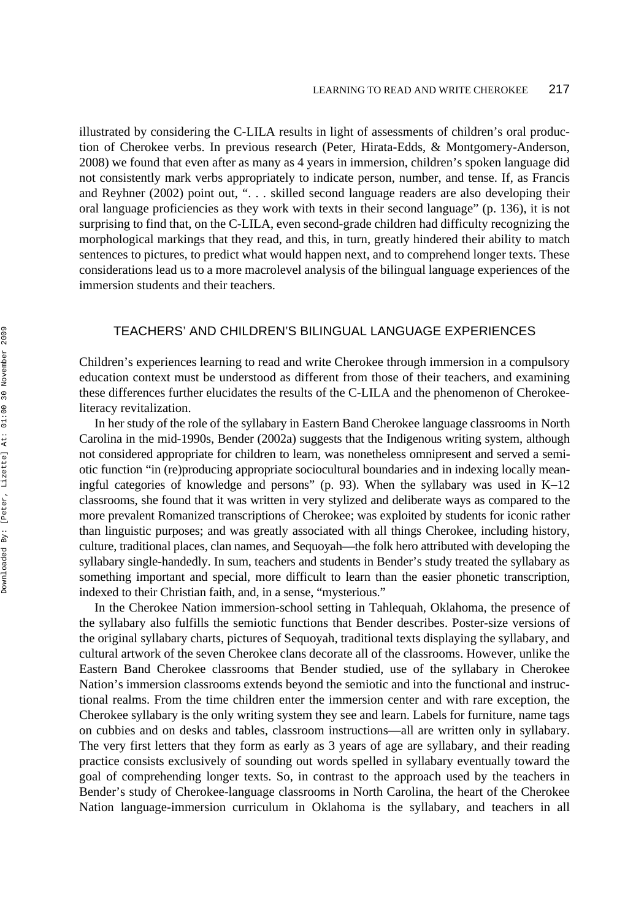illustrated by considering the C-LILA results in light of assessments of children's oral production of Cherokee verbs. In previous research (Peter, Hirata-Edds, & Montgomery-Anderson, 2008) we found that even after as many as 4 years in immersion, children's spoken language did not consistently mark verbs appropriately to indicate person, number, and tense. If, as Francis and Reyhner (2002) point out, ". . . skilled second language readers are also developing their oral language proficiencies as they work with texts in their second language" (p. 136), it is not surprising to find that, on the C-LILA, even second-grade children had difficulty recognizing the morphological markings that they read, and this, in turn, greatly hindered their ability to match sentences to pictures, to predict what would happen next, and to comprehend longer texts. These considerations lead us to a more macrolevel analysis of the bilingual language experiences of the immersion students and their teachers.

## TEACHERS' AND CHILDREN'S BILINGUAL LANGUAGE EXPERIENCES

Children's experiences learning to read and write Cherokee through immersion in a compulsory education context must be understood as different from those of their teachers, and examining these differences further elucidates the results of the C-LILA and the phenomenon of Cherokee-literacy revitalization.

In her study of the role of the syllabary in Eastern Band Cherokee language classrooms in North Carolina in the mid-1990s, Bender (2002a) suggests that the Indigenous writing system, although not considered appropriate for children to learn, was nonetheless omnipresent and served a semiotic function "in (re)producing appropriate sociocultural boundaries and in indexing locally meaningful categories of knowledge and persons" (p. 93). When the syllabary was used in K–12 classrooms, she found that it was written in very stylized and deliberate ways as compared to the more prevalent Romanized transcriptions of Cherokee; was exploited by students for iconic rather than linguistic purposes; and was greatly associated with all things Cherokee, including history, culture, traditional places, clan names, and Sequoyah—the folk hero attributed with developing the syllabary single-handedly. In sum, teachers and students in Bender's study treated the syllabary as something important and special, more difficult to learn than the easier phonetic transcription, indexed to their Christian faith, and, in a sense, "mysterious."

In the Cherokee Nation immersion-school setting in Tahlequah, Oklahoma, the presence of the syllabary also fulfills the semiotic functions that Bender describes. Poster-size versions of the original syllabary charts, pictures of Sequoyah, traditional texts displaying the syllabary, and cultural artwork of the seven Cherokee clans decorate all of the classrooms. However, unlike the Eastern Band Cherokee classrooms that Bender studied, use of the syllabary in Cherokee Nation's immersion classrooms extends beyond the semiotic and into the functional and instructional realms. From the time children enter the immersion center and with rare exception, the Cherokee syllabary is the only writing system they see and learn. Labels for furniture, name tags on cubbies and on desks and tables, classroom instructions—all are written only in syllabary. The very first letters that they form as early as 3 years of age are syllabary, and their reading practice consists exclusively of sounding out words spelled in syllabary eventually toward the goal of comprehending longer texts. So, in contrast to the approach used by the teachers in Bender's study of Cherokee-language classrooms in North Carolina, the heart of the Cherokee Nation language-immersion curriculum in Oklahoma is the syllabary, and teachers in all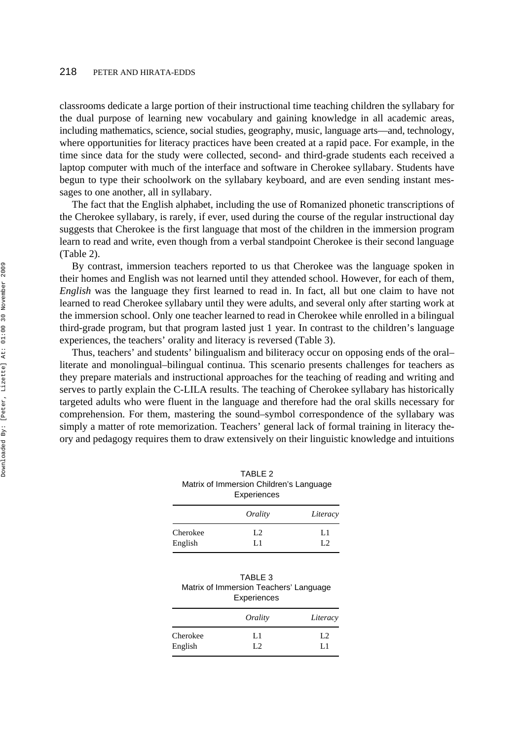classrooms dedicate a large portion of their instructional time teaching children the syllabary for the dual purpose of learning new vocabulary and gaining knowledge in all academic areas, including mathematics, science, social studies, geography, music, language arts—and, technology, where opportunities for literacy practices have been created at a rapid pace. For example, in the time since data for the study were collected, second- and third-grade students each received a laptop computer with much of the interface and software in Cherokee syllabary. Students have begun to type their schoolwork on the syllabary keyboard, and are even sending instant messages to one another, all in syllabary.

The fact that the English alphabet, including the use of Romanized phonetic transcriptions of the Cherokee syllabary, is rarely, if ever, used during the course of the regular instructional day suggests that Cherokee is the first language that most of the children in the immersion program learn to read and write, even though from a verbal standpoint Cherokee is their second language (Table 2).

By contrast, immersion teachers reported to us that Cherokee was the language spoken in their homes and English was not learned until they attended school. However, for each of them, *English* was the language they first learned to read in. In fact, all but one claim to have not learned to read Cherokee syllabary until they were adults, and several only after starting work at the immersion school. Only one teacher learned to read in Cherokee while enrolled in a bilingual third-grade program, but that program lasted just 1 year. In contrast to the children's language experiences, the teachers' orality and literacy is reversed (Table 3).

Thus, teachers' and students' bilingualism and biliteracy occur on opposing ends of the oral–literate and monolingual–bilingual continua. This scenario presents challenges for teachers as they prepare materials and instructional approaches for the teaching of reading and writing and serves to partly explain the C-LILA results. The teaching of Cherokee syllabary has historically targeted adults who were fluent in the language and therefore had the oral skills necessary for comprehension. For them, mastering the sound–symbol correspondence of the syllabary was simply a matter of rote memorization. Teachers' general lack of formal training in literacy theory and pedagogy requires them to draw extensively on their linguistic knowledge and intuitions

TABLE 2
Matrix of Immersion Children's Language Experiences

| | *Orality* | *Literacy* |
|---|---|---|
| Cherokee | L2 | L1 |
| English | L1 | L2 |

TABLE 3
Matrix of Immersion Teachers' Language Experiences

| | *Orality* | *Literacy* |
|---|---|---|
| Cherokee | L1 | L2 |
| English | L2 | L1 |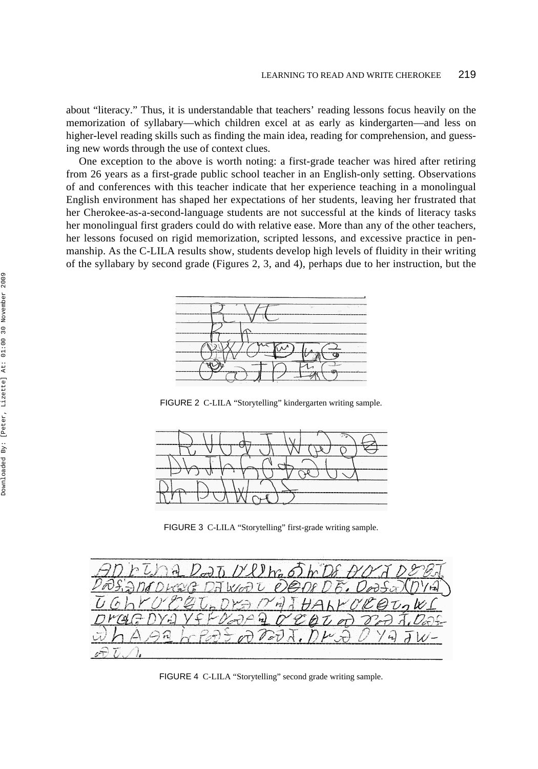about "literacy." Thus, it is understandable that teachers' reading lessons focus heavily on the memorization of syllabary—which children excel at as early as kindergarten—and less on higher-level reading skills such as finding the main idea, reading for comprehension, and guessing new words through the use of context clues.

One exception to the above is worth noting: a first-grade teacher was hired after retiring from 26 years as a first-grade public school teacher in an English-only setting. Observations of and conferences with this teacher indicate that her experience teaching in a monolingual English environment has shaped her expectations of her students, leaving her frustrated that her Cherokee-as-a-second-language students are not successful at the kinds of literacy tasks her monolingual first graders could do with relative ease. More than any of the other teachers, her lessons focused on rigid memorization, scripted lessons, and excessive practice in penmanship. As the C-LILA results show, students develop high levels of fluidity in their writing of the syllabary by second grade (Figures 2, 3, and 4), perhaps due to her instruction, but the

FIGURE 2 C-LILA "Storytelling" kindergarten writing sample.

FIGURE 3 C-LILA "Storytelling" first-grade writing sample.

FIGURE 4 C-LILA "Storytelling" second grade writing sample.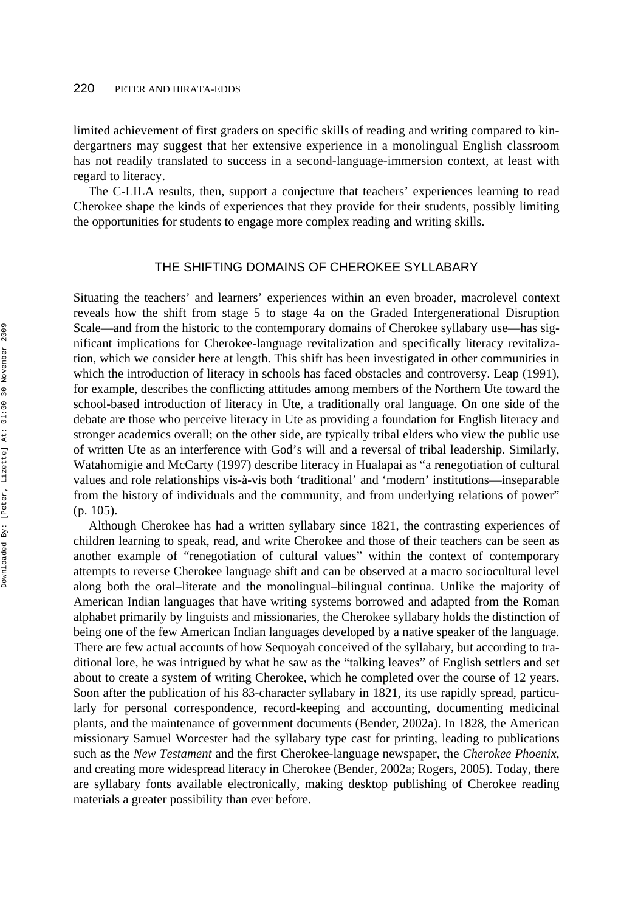limited achievement of first graders on specific skills of reading and writing compared to kindergartners may suggest that her extensive experience in a monolingual English classroom has not readily translated to success in a second-language-immersion context, at least with regard to literacy.

The C-LILA results, then, support a conjecture that teachers' experiences learning to read Cherokee shape the kinds of experiences that they provide for their students, possibly limiting the opportunities for students to engage more complex reading and writing skills.

## THE SHIFTING DOMAINS OF CHEROKEE SYLLABARY

Situating the teachers' and learners' experiences within an even broader, macrolevel context reveals how the shift from stage 5 to stage 4a on the Graded Intergenerational Disruption Scale—and from the historic to the contemporary domains of Cherokee syllabary use—has significant implications for Cherokee-language revitalization and specifically literacy revitalization, which we consider here at length. This shift has been investigated in other communities in which the introduction of literacy in schools has faced obstacles and controversy. Leap (1991), for example, describes the conflicting attitudes among members of the Northern Ute toward the school-based introduction of literacy in Ute, a traditionally oral language. On one side of the debate are those who perceive literacy in Ute as providing a foundation for English literacy and stronger academics overall; on the other side, are typically tribal elders who view the public use of written Ute as an interference with God's will and a reversal of tribal leadership. Similarly, Watahomigie and McCarty (1997) describe literacy in Hualapai as "a renegotiation of cultural values and role relationships vis-à-vis both 'traditional' and 'modern' institutions—inseparable from the history of individuals and the community, and from underlying relations of power" (p. 105).

Although Cherokee has had a written syllabary since 1821, the contrasting experiences of children learning to speak, read, and write Cherokee and those of their teachers can be seen as another example of "renegotiation of cultural values" within the context of contemporary attempts to reverse Cherokee language shift and can be observed at a macro sociocultural level along both the oral–literate and the monolingual–bilingual continua. Unlike the majority of American Indian languages that have writing systems borrowed and adapted from the Roman alphabet primarily by linguists and missionaries, the Cherokee syllabary holds the distinction of being one of the few American Indian languages developed by a native speaker of the language. There are few actual accounts of how Sequoyah conceived of the syllabary, but according to traditional lore, he was intrigued by what he saw as the "talking leaves" of English settlers and set about to create a system of writing Cherokee, which he completed over the course of 12 years. Soon after the publication of his 83-character syllabary in 1821, its use rapidly spread, particularly for personal correspondence, record-keeping and accounting, documenting medicinal plants, and the maintenance of government documents (Bender, 2002a). In 1828, the American missionary Samuel Worcester had the syllabary type cast for printing, leading to publications such as the *New Testament* and the first Cherokee-language newspaper, the *Cherokee Phoenix*, and creating more widespread literacy in Cherokee (Bender, 2002a; Rogers, 2005). Today, there are syllabary fonts available electronically, making desktop publishing of Cherokee reading materials a greater possibility than ever before.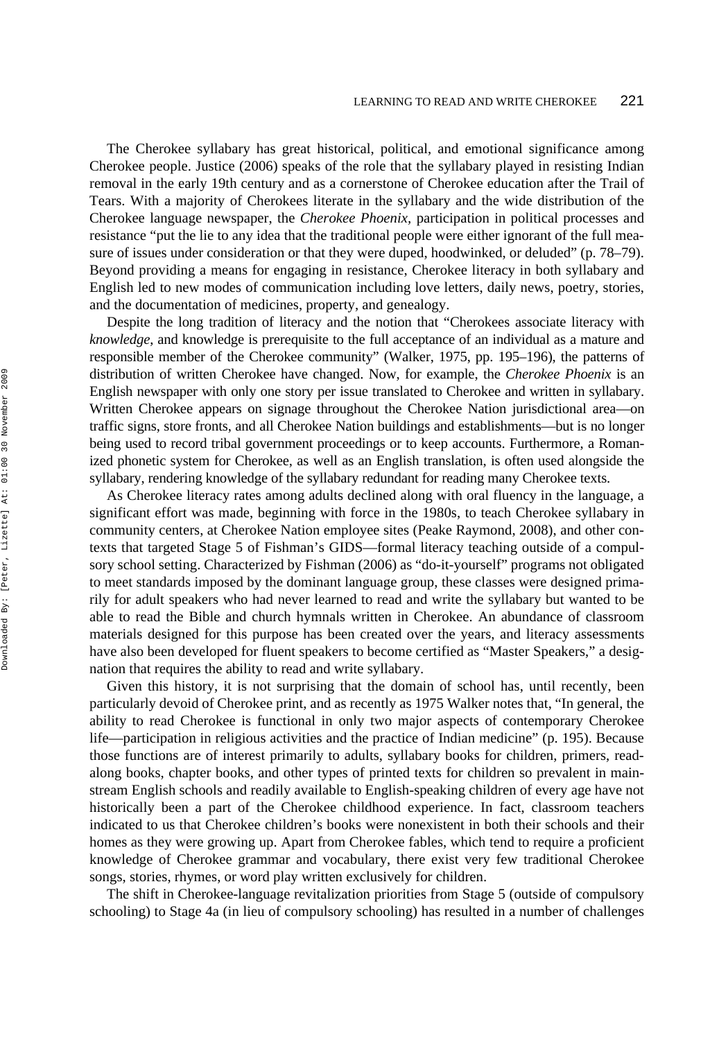The Cherokee syllabary has great historical, political, and emotional significance among Cherokee people. Justice (2006) speaks of the role that the syllabary played in resisting Indian removal in the early 19th century and as a cornerstone of Cherokee education after the Trail of Tears. With a majority of Cherokees literate in the syllabary and the wide distribution of the Cherokee language newspaper, the *Cherokee Phoenix*, participation in political processes and resistance "put the lie to any idea that the traditional people were either ignorant of the full measure of issues under consideration or that they were duped, hoodwinked, or deluded" (p. 78–79). Beyond providing a means for engaging in resistance, Cherokee literacy in both syllabary and English led to new modes of communication including love letters, daily news, poetry, stories, and the documentation of medicines, property, and genealogy.

Despite the long tradition of literacy and the notion that "Cherokees associate literacy with *knowledge*, and knowledge is prerequisite to the full acceptance of an individual as a mature and responsible member of the Cherokee community" (Walker, 1975, pp. 195–196), the patterns of distribution of written Cherokee have changed. Now, for example, the *Cherokee Phoenix* is an English newspaper with only one story per issue translated to Cherokee and written in syllabary. Written Cherokee appears on signage throughout the Cherokee Nation jurisdictional area—on traffic signs, store fronts, and all Cherokee Nation buildings and establishments—but is no longer being used to record tribal government proceedings or to keep accounts. Furthermore, a Romanized phonetic system for Cherokee, as well as an English translation, is often used alongside the syllabary, rendering knowledge of the syllabary redundant for reading many Cherokee texts.

As Cherokee literacy rates among adults declined along with oral fluency in the language, a significant effort was made, beginning with force in the 1980s, to teach Cherokee syllabary in community centers, at Cherokee Nation employee sites (Peake Raymond, 2008), and other contexts that targeted Stage 5 of Fishman's GIDS—formal literacy teaching outside of a compulsory school setting. Characterized by Fishman (2006) as "do-it-yourself" programs not obligated to meet standards imposed by the dominant language group, these classes were designed primarily for adult speakers who had never learned to read and write the syllabary but wanted to be able to read the Bible and church hymnals written in Cherokee. An abundance of classroom materials designed for this purpose has been created over the years, and literacy assessments have also been developed for fluent speakers to become certified as "Master Speakers," a designation that requires the ability to read and write syllabary.

Given this history, it is not surprising that the domain of school has, until recently, been particularly devoid of Cherokee print, and as recently as 1975 Walker notes that, "In general, the ability to read Cherokee is functional in only two major aspects of contemporary Cherokee life—participation in religious activities and the practice of Indian medicine" (p. 195). Because those functions are of interest primarily to adults, syllabary books for children, primers, read-along books, chapter books, and other types of printed texts for children so prevalent in mainstream English schools and readily available to English-speaking children of every age have not historically been a part of the Cherokee childhood experience. In fact, classroom teachers indicated to us that Cherokee children's books were nonexistent in both their schools and their homes as they were growing up. Apart from Cherokee fables, which tend to require a proficient knowledge of Cherokee grammar and vocabulary, there exist very few traditional Cherokee songs, stories, rhymes, or word play written exclusively for children.

The shift in Cherokee-language revitalization priorities from Stage 5 (outside of compulsory schooling) to Stage 4a (in lieu of compulsory schooling) has resulted in a number of challenges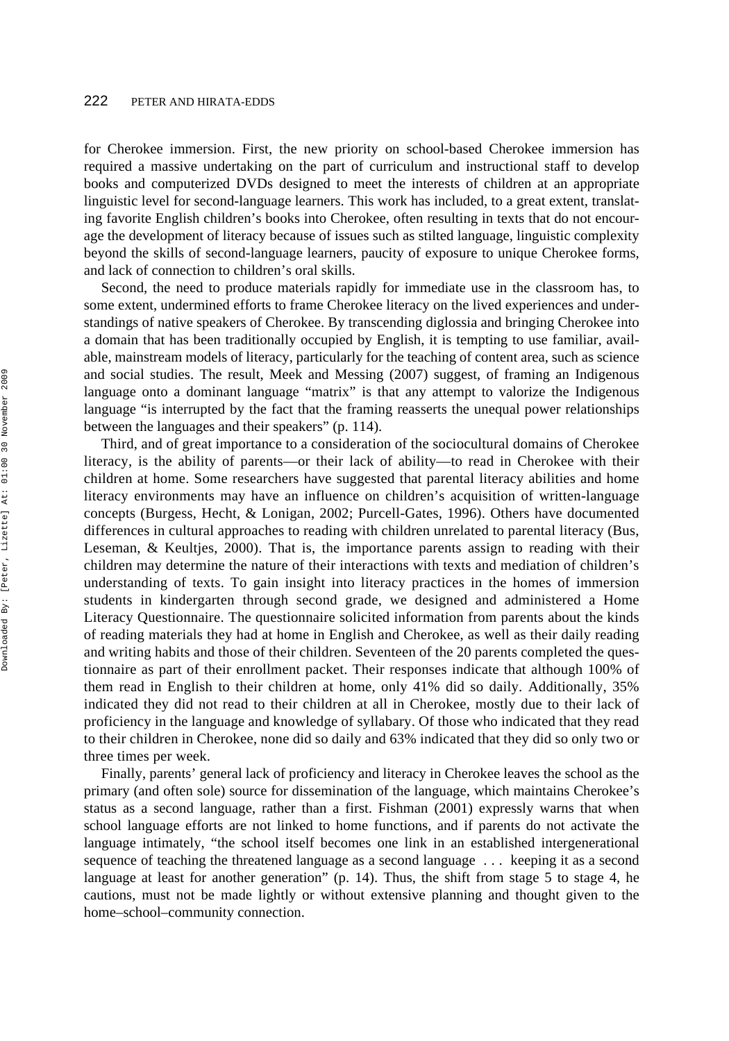for Cherokee immersion. First, the new priority on school-based Cherokee immersion has required a massive undertaking on the part of curriculum and instructional staff to develop books and computerized DVDs designed to meet the interests of children at an appropriate linguistic level for second-language learners. This work has included, to a great extent, translating favorite English children's books into Cherokee, often resulting in texts that do not encourage the development of literacy because of issues such as stilted language, linguistic complexity beyond the skills of second-language learners, paucity of exposure to unique Cherokee forms, and lack of connection to children's oral skills.

Second, the need to produce materials rapidly for immediate use in the classroom has, to some extent, undermined efforts to frame Cherokee literacy on the lived experiences and understandings of native speakers of Cherokee. By transcending diglossia and bringing Cherokee into a domain that has been traditionally occupied by English, it is tempting to use familiar, available, mainstream models of literacy, particularly for the teaching of content area, such as science and social studies. The result, Meek and Messing (2007) suggest, of framing an Indigenous language onto a dominant language "matrix" is that any attempt to valorize the Indigenous language "is interrupted by the fact that the framing reasserts the unequal power relationships between the languages and their speakers" (p. 114).

Third, and of great importance to a consideration of the sociocultural domains of Cherokee literacy, is the ability of parents—or their lack of ability—to read in Cherokee with their children at home. Some researchers have suggested that parental literacy abilities and home literacy environments may have an influence on children's acquisition of written-language concepts (Burgess, Hecht, & Lonigan, 2002; Purcell-Gates, 1996). Others have documented differences in cultural approaches to reading with children unrelated to parental literacy (Bus, Leseman, & Keultjes, 2000). That is, the importance parents assign to reading with their children may determine the nature of their interactions with texts and mediation of children's understanding of texts. To gain insight into literacy practices in the homes of immersion students in kindergarten through second grade, we designed and administered a Home Literacy Questionnaire. The questionnaire solicited information from parents about the kinds of reading materials they had at home in English and Cherokee, as well as their daily reading and writing habits and those of their children. Seventeen of the 20 parents completed the questionnaire as part of their enrollment packet. Their responses indicate that although 100% of them read in English to their children at home, only 41% did so daily. Additionally, 35% indicated they did not read to their children at all in Cherokee, mostly due to their lack of proficiency in the language and knowledge of syllabary. Of those who indicated that they read to their children in Cherokee, none did so daily and 63% indicated that they did so only two or three times per week.

Finally, parents' general lack of proficiency and literacy in Cherokee leaves the school as the primary (and often sole) source for dissemination of the language, which maintains Cherokee's status as a second language, rather than a first. Fishman (2001) expressly warns that when school language efforts are not linked to home functions, and if parents do not activate the language intimately, "the school itself becomes one link in an established intergenerational sequence of teaching the threatened language as a second language . . . keeping it as a second language at least for another generation" (p. 14). Thus, the shift from stage 5 to stage 4, he cautions, must not be made lightly or without extensive planning and thought given to the home–school–community connection.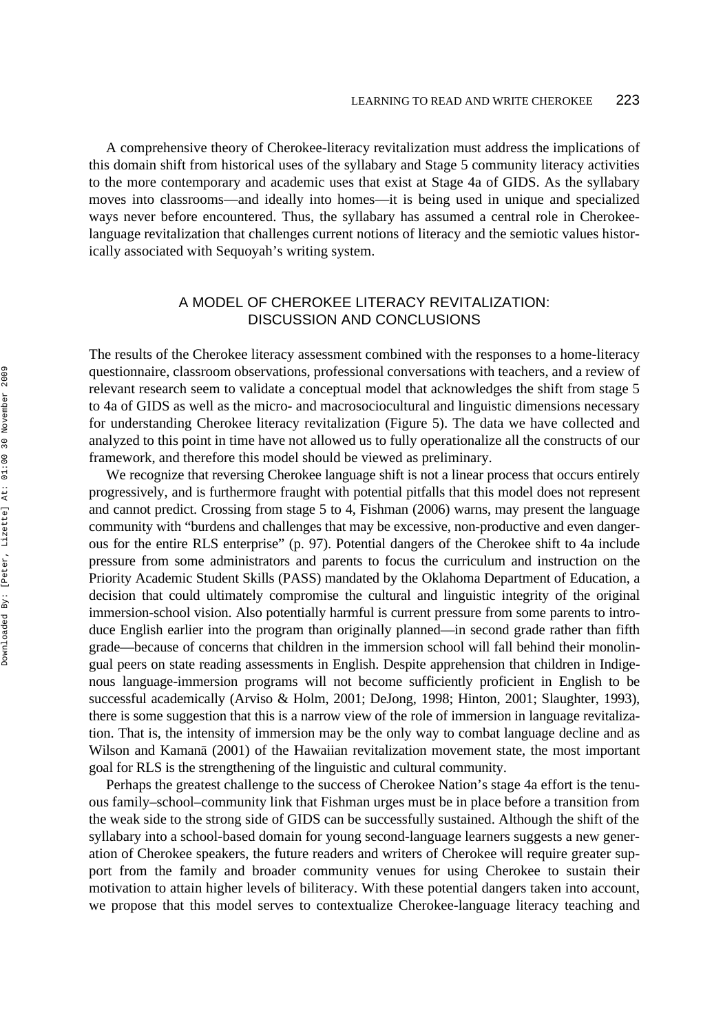A comprehensive theory of Cherokee-literacy revitalization must address the implications of this domain shift from historical uses of the syllabary and Stage 5 community literacy activities to the more contemporary and academic uses that exist at Stage 4a of GIDS. As the syllabary moves into classrooms—and ideally into homes—it is being used in unique and specialized ways never before encountered. Thus, the syllabary has assumed a central role in Cherokee-language revitalization that challenges current notions of literacy and the semiotic values historically associated with Sequoyah's writing system.

## A MODEL OF CHEROKEE LITERACY REVITALIZATION: DISCUSSION AND CONCLUSIONS

The results of the Cherokee literacy assessment combined with the responses to a home-literacy questionnaire, classroom observations, professional conversations with teachers, and a review of relevant research seem to validate a conceptual model that acknowledges the shift from stage 5 to 4a of GIDS as well as the micro- and macrosociocultural and linguistic dimensions necessary for understanding Cherokee literacy revitalization (Figure 5). The data we have collected and analyzed to this point in time have not allowed us to fully operationalize all the constructs of our framework, and therefore this model should be viewed as preliminary.

We recognize that reversing Cherokee language shift is not a linear process that occurs entirely progressively, and is furthermore fraught with potential pitfalls that this model does not represent and cannot predict. Crossing from stage 5 to 4, Fishman (2006) warns, may present the language community with "burdens and challenges that may be excessive, non-productive and even dangerous for the entire RLS enterprise" (p. 97). Potential dangers of the Cherokee shift to 4a include pressure from some administrators and parents to focus the curriculum and instruction on the Priority Academic Student Skills (PASS) mandated by the Oklahoma Department of Education, a decision that could ultimately compromise the cultural and linguistic integrity of the original immersion-school vision. Also potentially harmful is current pressure from some parents to introduce English earlier into the program than originally planned—in second grade rather than fifth grade—because of concerns that children in the immersion school will fall behind their monolingual peers on state reading assessments in English. Despite apprehension that children in Indigenous language-immersion programs will not become sufficiently proficient in English to be successful academically (Arviso & Holm, 2001; DeJong, 1998; Hinton, 2001; Slaughter, 1993), there is some suggestion that this is a narrow view of the role of immersion in language revitalization. That is, the intensity of immersion may be the only way to combat language decline and as Wilson and Kamanā (2001) of the Hawaiian revitalization movement state, the most important goal for RLS is the strengthening of the linguistic and cultural community.

Perhaps the greatest challenge to the success of Cherokee Nation's stage 4a effort is the tenuous family–school–community link that Fishman urges must be in place before a transition from the weak side to the strong side of GIDS can be successfully sustained. Although the shift of the syllabary into a school-based domain for young second-language learners suggests a new generation of Cherokee speakers, the future readers and writers of Cherokee will require greater support from the family and broader community venues for using Cherokee to sustain their motivation to attain higher levels of biliteracy. With these potential dangers taken into account, we propose that this model serves to contextualize Cherokee-language literacy teaching and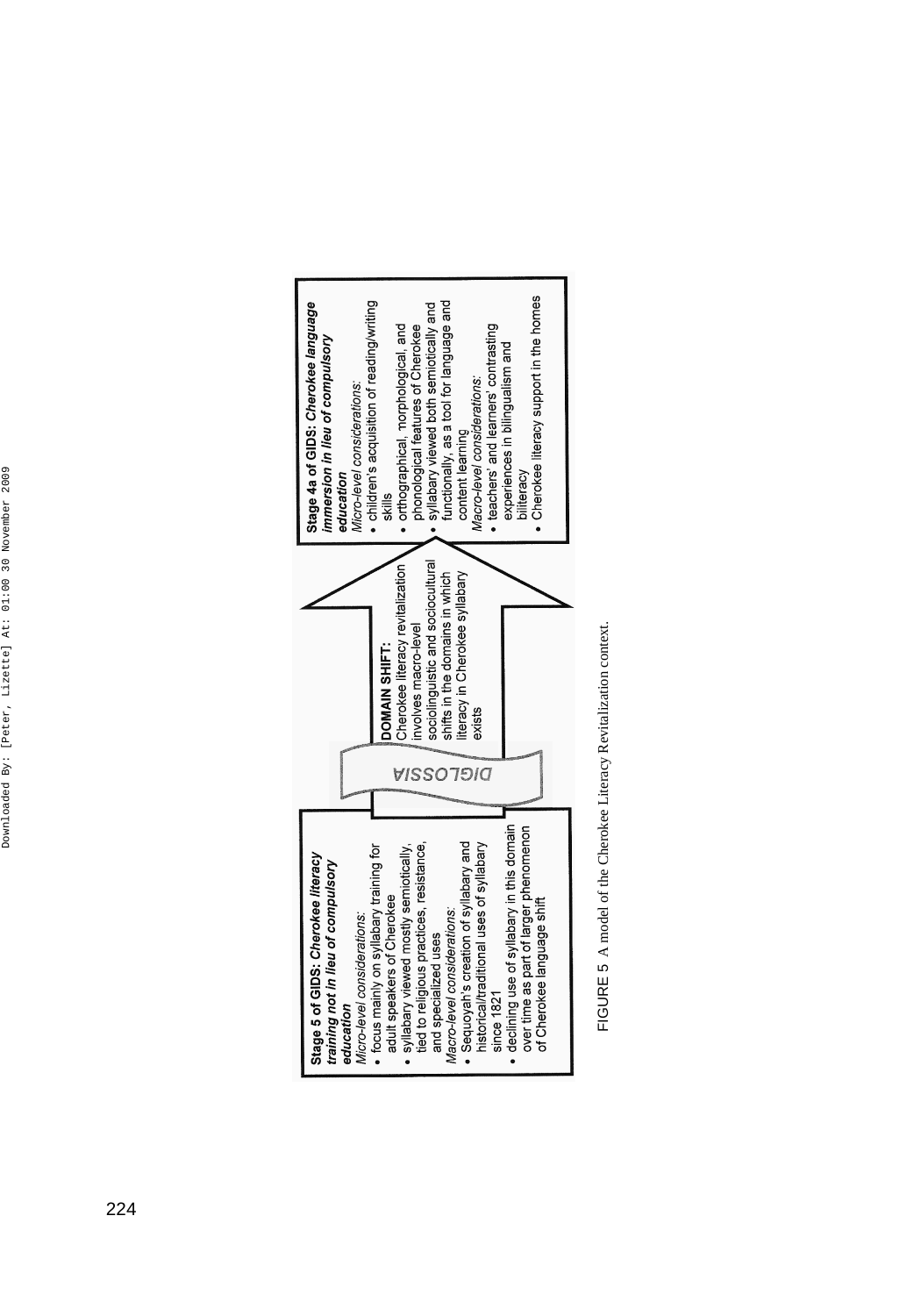**Stage 5 of GIDS: *Cherokee literacy training not in lieu of compulsory education***

*Micro-level considerations:*

- focus mainly on syllabary training for adult speakers of Cherokee
- syllabary viewed mostly semiotically, tied to religious practices, resistance, and specialized uses

*Macro-level considerations:*

- Sequoyah's creation of syllabary and historical/traditional uses of syllabary since 1821
- declining use of syllabary in this domain over time as part of larger phenomenon of Cherokee language shift

DIGLOSSIA

**DOMAIN SHIFT:**
Cherokee literacy revitalization involves macro-level sociolinguistic and sociocultural shifts in the domains in which literacy in Cherokee syllabary exists

**Stage 4a of GIDS: *Cherokee language immersion in lieu of compulsory education***

*Micro-level considerations:*

- children's acquisition of reading/writing skills
- orthographical, morphological, and phonological features of Cherokee
- syllabary viewed both semiotically and functionally, as a tool for language and content learning

*Macro-level considerations:*

- teachers' and learners' contrasting experiences in bilingualism and biliteracy
- Cherokee literacy support in the homes

FIGURE 5 A model of the Cherokee Literacy Revitalization context.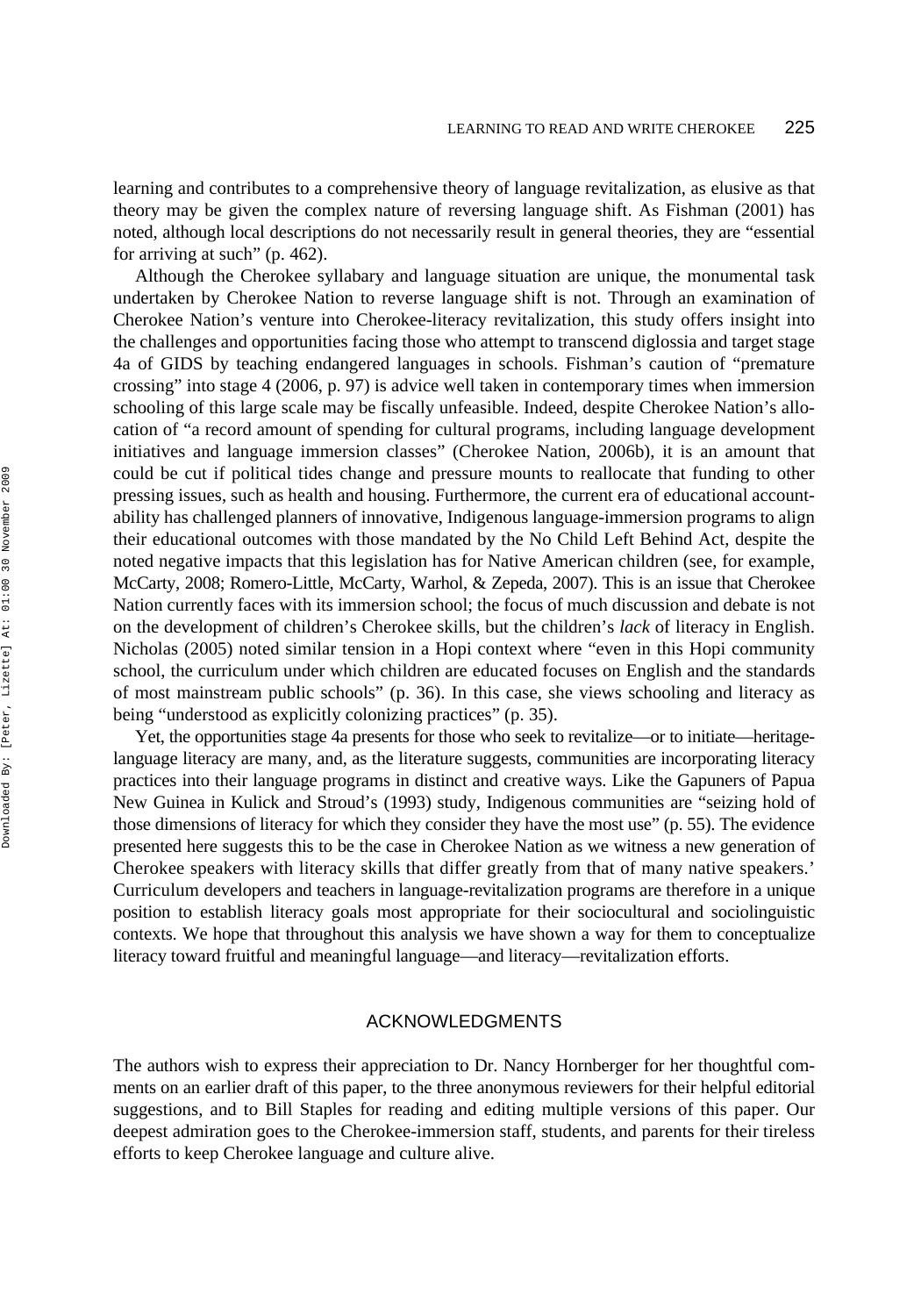learning and contributes to a comprehensive theory of language revitalization, as elusive as that theory may be given the complex nature of reversing language shift. As Fishman (2001) has noted, although local descriptions do not necessarily result in general theories, they are "essential for arriving at such" (p. 462).

Although the Cherokee syllabary and language situation are unique, the monumental task undertaken by Cherokee Nation to reverse language shift is not. Through an examination of Cherokee Nation's venture into Cherokee-literacy revitalization, this study offers insight into the challenges and opportunities facing those who attempt to transcend diglossia and target stage 4a of GIDS by teaching endangered languages in schools. Fishman's caution of "premature crossing" into stage 4 (2006, p. 97) is advice well taken in contemporary times when immersion schooling of this large scale may be fiscally unfeasible. Indeed, despite Cherokee Nation's allocation of "a record amount of spending for cultural programs, including language development initiatives and language immersion classes" (Cherokee Nation, 2006b), it is an amount that could be cut if political tides change and pressure mounts to reallocate that funding to other pressing issues, such as health and housing. Furthermore, the current era of educational accountability has challenged planners of innovative, Indigenous language-immersion programs to align their educational outcomes with those mandated by the No Child Left Behind Act, despite the noted negative impacts that this legislation has for Native American children (see, for example, McCarty, 2008; Romero-Little, McCarty, Warhol, & Zepeda, 2007). This is an issue that Cherokee Nation currently faces with its immersion school; the focus of much discussion and debate is not on the development of children's Cherokee skills, but the children's *lack* of literacy in English. Nicholas (2005) noted similar tension in a Hopi context where "even in this Hopi community school, the curriculum under which children are educated focuses on English and the standards of most mainstream public schools" (p. 36). In this case, she views schooling and literacy as being "understood as explicitly colonizing practices" (p. 35).

Yet, the opportunities stage 4a presents for those who seek to revitalize—or to initiate—heritage-language literacy are many, and, as the literature suggests, communities are incorporating literacy practices into their language programs in distinct and creative ways. Like the Gapuners of Papua New Guinea in Kulick and Stroud's (1993) study, Indigenous communities are "seizing hold of those dimensions of literacy for which they consider they have the most use" (p. 55). The evidence presented here suggests this to be the case in Cherokee Nation as we witness a new generation of Cherokee speakers with literacy skills that differ greatly from that of many native speakers.' Curriculum developers and teachers in language-revitalization programs are therefore in a unique position to establish literacy goals most appropriate for their sociocultural and sociolinguistic contexts. We hope that throughout this analysis we have shown a way for them to conceptualize literacy toward fruitful and meaningful language—and literacy—revitalization efforts.

## ACKNOWLEDGMENTS

The authors wish to express their appreciation to Dr. Nancy Hornberger for her thoughtful comments on an earlier draft of this paper, to the three anonymous reviewers for their helpful editorial suggestions, and to Bill Staples for reading and editing multiple versions of this paper. Our deepest admiration goes to the Cherokee-immersion staff, students, and parents for their tireless efforts to keep Cherokee language and culture alive.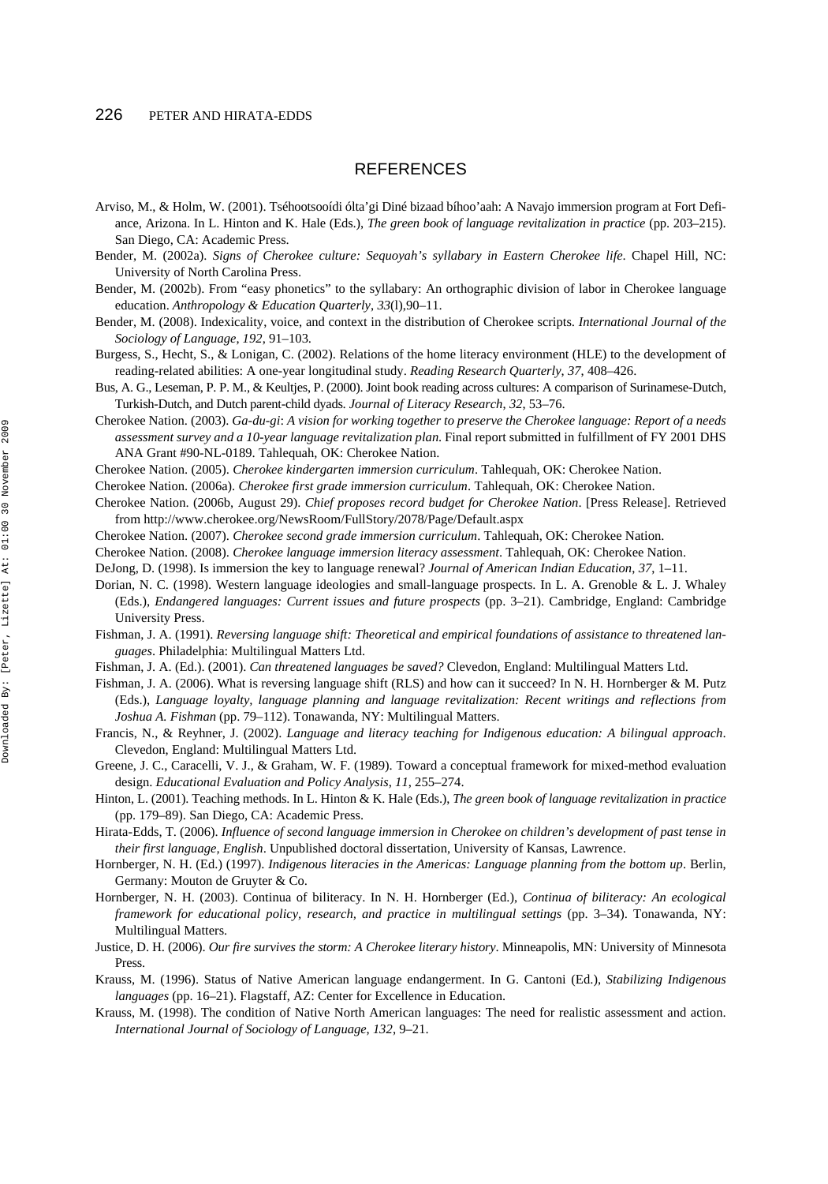## REFERENCES

Arviso, M., & Holm, W. (2001). Tséhootsooídi ólta'gi Diné bizaad bíhoo'aah: A Navajo immersion program at Fort Defiance, Arizona. In L. Hinton and K. Hale (Eds.), *The green book of language revitalization in practice* (pp. 203–215). San Diego, CA: Academic Press.

Bender, M. (2002a). *Signs of Cherokee culture: Sequoyah's syllabary in Eastern Cherokee life*. Chapel Hill, NC: University of North Carolina Press.

Bender, M. (2002b). From "easy phonetics" to the syllabary: An orthographic division of labor in Cherokee language education. *Anthropology & Education Quarterly*, *33*(l),90–11.

Bender, M. (2008). Indexicality, voice, and context in the distribution of Cherokee scripts. *International Journal of the Sociology of Language*, *192*, 91–103.

Burgess, S., Hecht, S., & Lonigan, C. (2002). Relations of the home literacy environment (HLE) to the development of reading-related abilities: A one-year longitudinal study. *Reading Research Quarterly*, *37*, 408–426.

Bus, A. G., Leseman, P. P. M., & Keultjes, P. (2000). Joint book reading across cultures: A comparison of Surinamese-Dutch, Turkish-Dutch, and Dutch parent-child dyads. *Journal of Literacy Research*, *32*, 53–76.

Cherokee Nation. (2003). *Ga-du-gi*: *A vision for working together to preserve the Cherokee language: Report of a needs assessment survey and a 10-year language revitalization plan*. Final report submitted in fulfillment of FY 2001 DHS ANA Grant #90-NL-0189. Tahlequah, OK: Cherokee Nation.

Cherokee Nation. (2005). *Cherokee kindergarten immersion curriculum*. Tahlequah, OK: Cherokee Nation.

Cherokee Nation. (2006a). *Cherokee first grade immersion curriculum*. Tahlequah, OK: Cherokee Nation.

Cherokee Nation. (2006b, August 29). *Chief proposes record budget for Cherokee Nation*. [Press Release]. Retrieved from http://www.cherokee.org/NewsRoom/FullStory/2078/Page/Default.aspx

Cherokee Nation. (2007). *Cherokee second grade immersion curriculum*. Tahlequah, OK: Cherokee Nation.

Cherokee Nation. (2008). *Cherokee language immersion literacy assessment*. Tahlequah, OK: Cherokee Nation.

DeJong, D. (1998). Is immersion the key to language renewal? *Journal of American Indian Education*, *37*, 1–11.

Dorian, N. C. (1998). Western language ideologies and small-language prospects. In L. A. Grenoble & L. J. Whaley (Eds.), *Endangered languages: Current issues and future prospects* (pp. 3–21). Cambridge, England: Cambridge University Press.

Fishman, J. A. (1991). *Reversing language shift: Theoretical and empirical foundations of assistance to threatened languages*. Philadelphia: Multilingual Matters Ltd.

Fishman, J. A. (Ed.). (2001). *Can threatened languages be saved?* Clevedon, England: Multilingual Matters Ltd.

Fishman, J. A. (2006). What is reversing language shift (RLS) and how can it succeed? In N. H. Hornberger & M. Putz (Eds.), *Language loyalty, language planning and language revitalization: Recent writings and reflections from Joshua A. Fishman* (pp. 79–112). Tonawanda, NY: Multilingual Matters.

Francis, N., & Reyhner, J. (2002). *Language and literacy teaching for Indigenous education: A bilingual approach*. Clevedon, England: Multilingual Matters Ltd.

Greene, J. C., Caracelli, V. J., & Graham, W. F. (1989). Toward a conceptual framework for mixed-method evaluation design. *Educational Evaluation and Policy Analysis*, *11*, 255–274.

Hinton, L. (2001). Teaching methods. In L. Hinton & K. Hale (Eds.), *The green book of language revitalization in practice* (pp. 179–89). San Diego, CA: Academic Press.

Hirata-Edds, T. (2006). *Influence of second language immersion in Cherokee on children's development of past tense in their first language, English*. Unpublished doctoral dissertation, University of Kansas, Lawrence.

Hornberger, N. H. (Ed.) (1997). *Indigenous literacies in the Americas: Language planning from the bottom up*. Berlin, Germany: Mouton de Gruyter & Co.

Hornberger, N. H. (2003). Continua of biliteracy. In N. H. Hornberger (Ed.), *Continua of biliteracy: An ecological framework for educational policy, research, and practice in multilingual settings* (pp. 3–34). Tonawanda, NY: Multilingual Matters.

Justice, D. H. (2006). *Our fire survives the storm: A Cherokee literary history*. Minneapolis, MN: University of Minnesota Press.

Krauss, M. (1996). Status of Native American language endangerment. In G. Cantoni (Ed.), *Stabilizing Indigenous languages* (pp. 16–21). Flagstaff, AZ: Center for Excellence in Education.

Krauss, M. (1998). The condition of Native North American languages: The need for realistic assessment and action. *International Journal of Sociology of Language*, *132*, 9–21.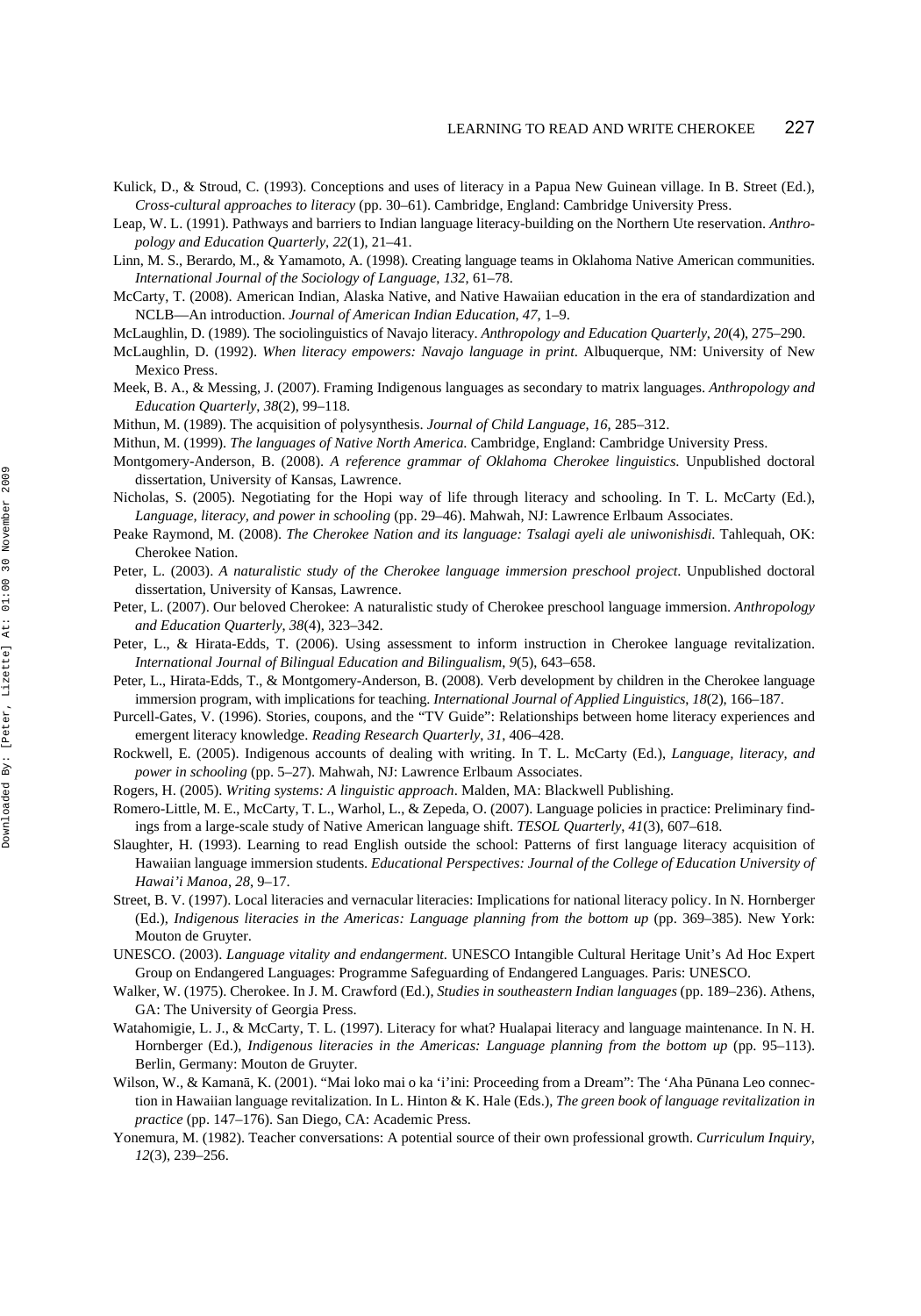Kulick, D., & Stroud, C. (1993). Conceptions and uses of literacy in a Papua New Guinean village. In B. Street (Ed.), *Cross-cultural approaches to literacy* (pp. 30–61). Cambridge, England: Cambridge University Press.

Leap, W. L. (1991). Pathways and barriers to Indian language literacy-building on the Northern Ute reservation. *Anthropology and Education Quarterly*, *22*(1), 21–41.

Linn, M. S., Berardo, M., & Yamamoto, A. (1998). Creating language teams in Oklahoma Native American communities. *International Journal of the Sociology of Language*, *132*, 61–78.

McCarty, T. (2008). American Indian, Alaska Native, and Native Hawaiian education in the era of standardization and NCLB—An introduction. *Journal of American Indian Education*, *47*, 1–9.

McLaughlin, D. (1989). The sociolinguistics of Navajo literacy. *Anthropology and Education Quarterly*, *20*(4), 275–290.

McLaughlin, D. (1992). *When literacy empowers: Navajo language in print*. Albuquerque, NM: University of New Mexico Press.

Meek, B. A., & Messing, J. (2007). Framing Indigenous languages as secondary to matrix languages. *Anthropology and Education Quarterly*, *38*(2), 99–118.

Mithun, M. (1989). The acquisition of polysynthesis. *Journal of Child Language*, *16*, 285–312.

Mithun, M. (1999). *The languages of Native North America.* Cambridge, England: Cambridge University Press.

Montgomery-Anderson, B. (2008). *A reference grammar of Oklahoma Cherokee linguistics*. Unpublished doctoral dissertation, University of Kansas, Lawrence.

Nicholas, S. (2005). Negotiating for the Hopi way of life through literacy and schooling. In T. L. McCarty (Ed.), *Language, literacy, and power in schooling* (pp. 29–46). Mahwah, NJ: Lawrence Erlbaum Associates.

Peake Raymond, M. (2008). *The Cherokee Nation and its language: Tsalagi ayeli ale uniwonishisdi*. Tahlequah, OK: Cherokee Nation.

Peter, L. (2003). *A naturalistic study of the Cherokee language immersion preschool project*. Unpublished doctoral dissertation, University of Kansas, Lawrence.

Peter, L. (2007). Our beloved Cherokee: A naturalistic study of Cherokee preschool language immersion. *Anthropology and Education Quarterly*, *38*(4), 323–342.

Peter, L., & Hirata-Edds, T. (2006). Using assessment to inform instruction in Cherokee language revitalization. *International Journal of Bilingual Education and Bilingualism*, *9*(5), 643–658.

Peter, L., Hirata-Edds, T., & Montgomery-Anderson, B. (2008). Verb development by children in the Cherokee language immersion program, with implications for teaching. *International Journal of Applied Linguistics*, *18*(2), 166–187.

Purcell-Gates, V. (1996). Stories, coupons, and the "TV Guide": Relationships between home literacy experiences and emergent literacy knowledge. *Reading Research Quarterly*, *31*, 406–428.

Rockwell, E. (2005). Indigenous accounts of dealing with writing. In T. L. McCarty (Ed.), *Language, literacy, and power in schooling* (pp. 5–27). Mahwah, NJ: Lawrence Erlbaum Associates.

Rogers, H. (2005). *Writing systems: A linguistic approach*. Malden, MA: Blackwell Publishing.

Romero-Little, M. E., McCarty, T. L., Warhol, L., & Zepeda, O. (2007). Language policies in practice: Preliminary findings from a large-scale study of Native American language shift. *TESOL Quarterly*, *41*(3), 607–618.

Slaughter, H. (1993). Learning to read English outside the school: Patterns of first language literacy acquisition of Hawaiian language immersion students. *Educational Perspectives: Journal of the College of Education University of Hawai'i Manoa*, *28*, 9–17.

Street, B. V. (1997). Local literacies and vernacular literacies: Implications for national literacy policy. In N. Hornberger (Ed.), *Indigenous literacies in the Americas: Language planning from the bottom up* (pp. 369–385). New York: Mouton de Gruyter.

UNESCO. (2003). *Language vitality and endangerment*. UNESCO Intangible Cultural Heritage Unit's Ad Hoc Expert Group on Endangered Languages: Programme Safeguarding of Endangered Languages. Paris: UNESCO.

Walker, W. (1975). Cherokee. In J. M. Crawford (Ed.), *Studies in southeastern Indian languages* (pp. 189–236). Athens, GA: The University of Georgia Press.

Watahomigie, L. J., & McCarty, T. L. (1997). Literacy for what? Hualapai literacy and language maintenance. In N. H. Hornberger (Ed.), *Indigenous literacies in the Americas: Language planning from the bottom up* (pp. 95–113). Berlin, Germany: Mouton de Gruyter.

Wilson, W., & Kamanā, K. (2001). "Mai loko mai o ka 'i'ini: Proceeding from a Dream": The 'Aha Pūnana Leo connection in Hawaiian language revitalization. In L. Hinton & K. Hale (Eds.), *The green book of language revitalization in practice* (pp. 147–176). San Diego, CA: Academic Press.

Yonemura, M. (1982). Teacher conversations: A potential source of their own professional growth. *Curriculum Inquiry*, *12*(3), 239–256.